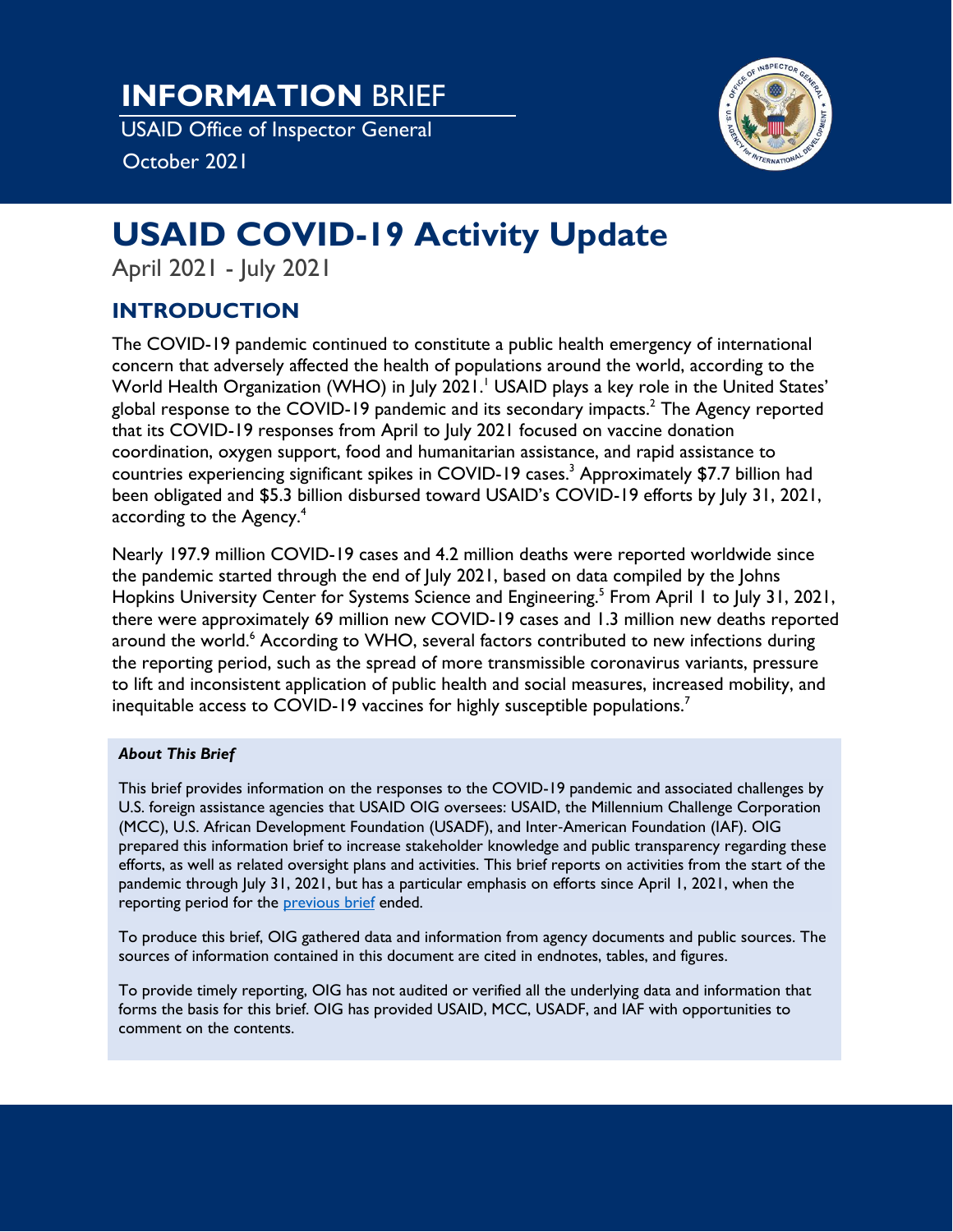# INFORMATION BRIEF

USAID Office of Inspector General

October 2021

# USAID COVID-19 Activity Update

April 2021 - July 2021

## INTRODUCTION

The COVID-19 pandemic continued to constitute a public health emergency of international concern that adversely affected the health of populations around the world, according to the World Health Organization (WHO) in July 2021.[1] USAID plays a key role in the United States' global response to the COVID-19 pandemic and its secondary impacts.[2] The Agency reported that its COVID-19 responses from April to July 2021 focused on vaccine donation coordination, oxygen support, food and humanitarian assistance, and rapid assistance to countries experiencing significant spikes in COVID-19 cases.[3] Approximately $7.7 billion had been obligated and $5.3 billion disbursed toward USAID's COVID-19 efforts by July 31, 2021, according to the Agency.[4]

Nearly 197.9 million COVID-19 cases and 4.2 million deaths were reported worldwide since the pandemic started through the end of July 2021, based on data compiled by the Johns Hopkins University Center for Systems Science and Engineering.[5] From April 1 to July 31, 2021, there were approximately 69 million new COVID-19 cases and 1.3 million new deaths reported around the world.[6] According to WHO, several factors contributed to new infections during the reporting period, such as the spread of more transmissible coronavirus variants, pressure to lift and inconsistent application of public health and social measures, increased mobility, and inequitable access to COVID-19 vaccines for highly susceptible populations.[7]

***About This Brief***

This brief provides information on the responses to the COVID-19 pandemic and associated challenges by U.S. foreign assistance agencies that USAID OIG oversees: USAID, the Millennium Challenge Corporation (MCC), U.S. African Development Foundation (USADF), and Inter-American Foundation (IAF). OIG prepared this information brief to increase stakeholder knowledge and public transparency regarding these efforts, as well as related oversight plans and activities. This brief reports on activities from the start of the pandemic through July 31, 2021, but has a particular emphasis on efforts since April 1, 2021, when the reporting period for the previous brief ended.

To produce this brief, OIG gathered data and information from agency documents and public sources. The sources of information contained in this document are cited in endnotes, tables, and figures.

To provide timely reporting, OIG has not audited or verified all the underlying data and information that forms the basis for this brief. OIG has provided USAID, MCC, USADF, and IAF with opportunities to comment on the contents.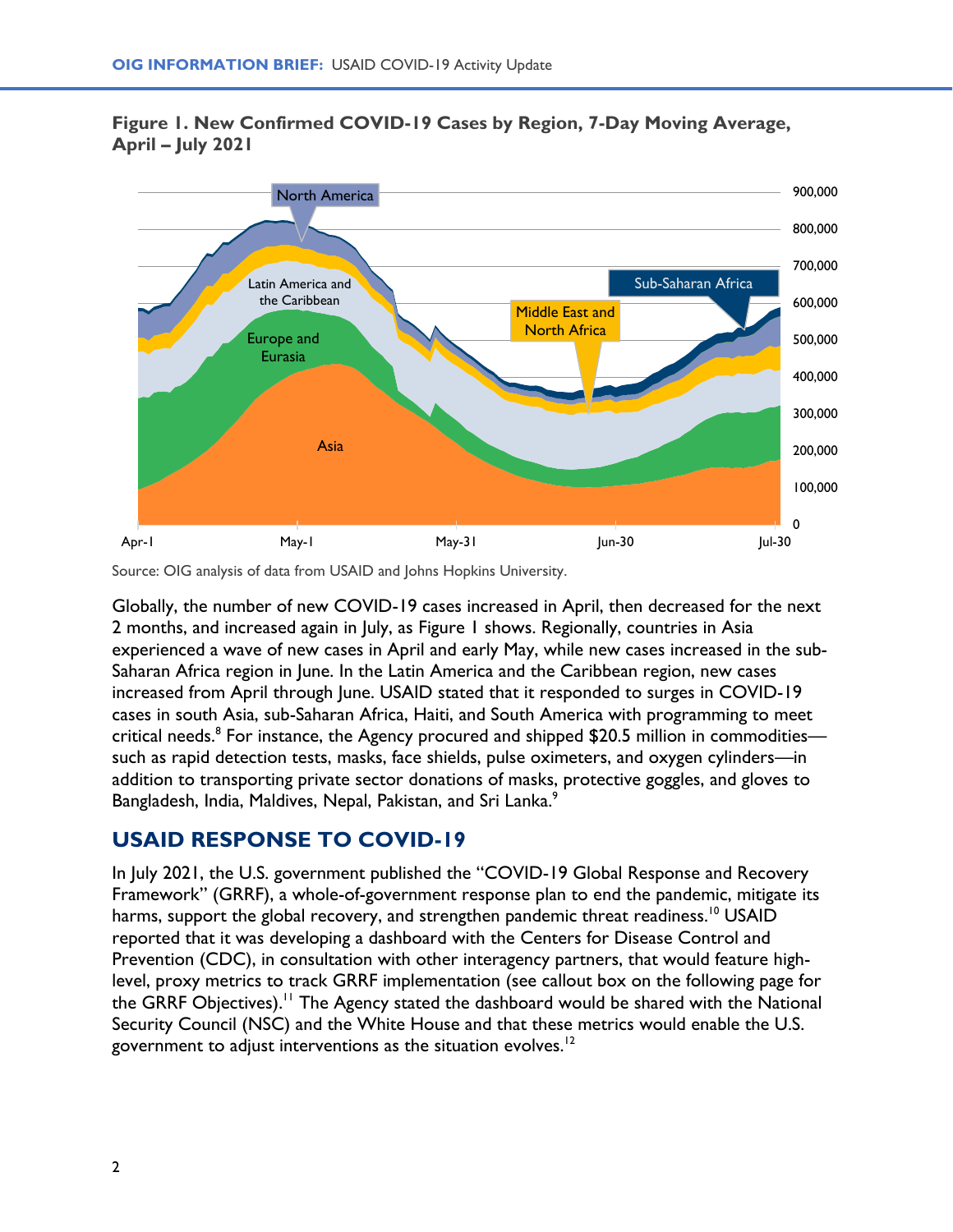**Figure 1. New Confirmed COVID-19 Cases by Region, 7-Day Moving Average, April – July 2021**

Source: OIG analysis of data from USAID and Johns Hopkins University.

Globally, the number of new COVID-19 cases increased in April, then decreased for the next 2 months, and increased again in July, as Figure 1 shows. Regionally, countries in Asia experienced a wave of new cases in April and early May, while new cases increased in the sub-Saharan Africa region in June. In the Latin America and the Caribbean region, new cases increased from April through June. USAID stated that it responded to surges in COVID-19 cases in south Asia, sub-Saharan Africa, Haiti, and South America with programming to meet critical needs.[8] For instance, the Agency procured and shipped $20.5 million in commodities—such as rapid detection tests, masks, face shields, pulse oximeters, and oxygen cylinders—in addition to transporting private sector donations of masks, protective goggles, and gloves to Bangladesh, India, Maldives, Nepal, Pakistan, and Sri Lanka.[9]

## USAID RESPONSE TO COVID-19

In July 2021, the U.S. government published the "COVID-19 Global Response and Recovery Framework" (GRRF), a whole-of-government response plan to end the pandemic, mitigate its harms, support the global recovery, and strengthen pandemic threat readiness.[10] USAID reported that it was developing a dashboard with the Centers for Disease Control and Prevention (CDC), in consultation with other interagency partners, that would feature high-level, proxy metrics to track GRRF implementation (see callout box on the following page for the GRRF Objectives).[11] The Agency stated the dashboard would be shared with the National Security Council (NSC) and the White House and that these metrics would enable the U.S. government to adjust interventions as the situation evolves.[12]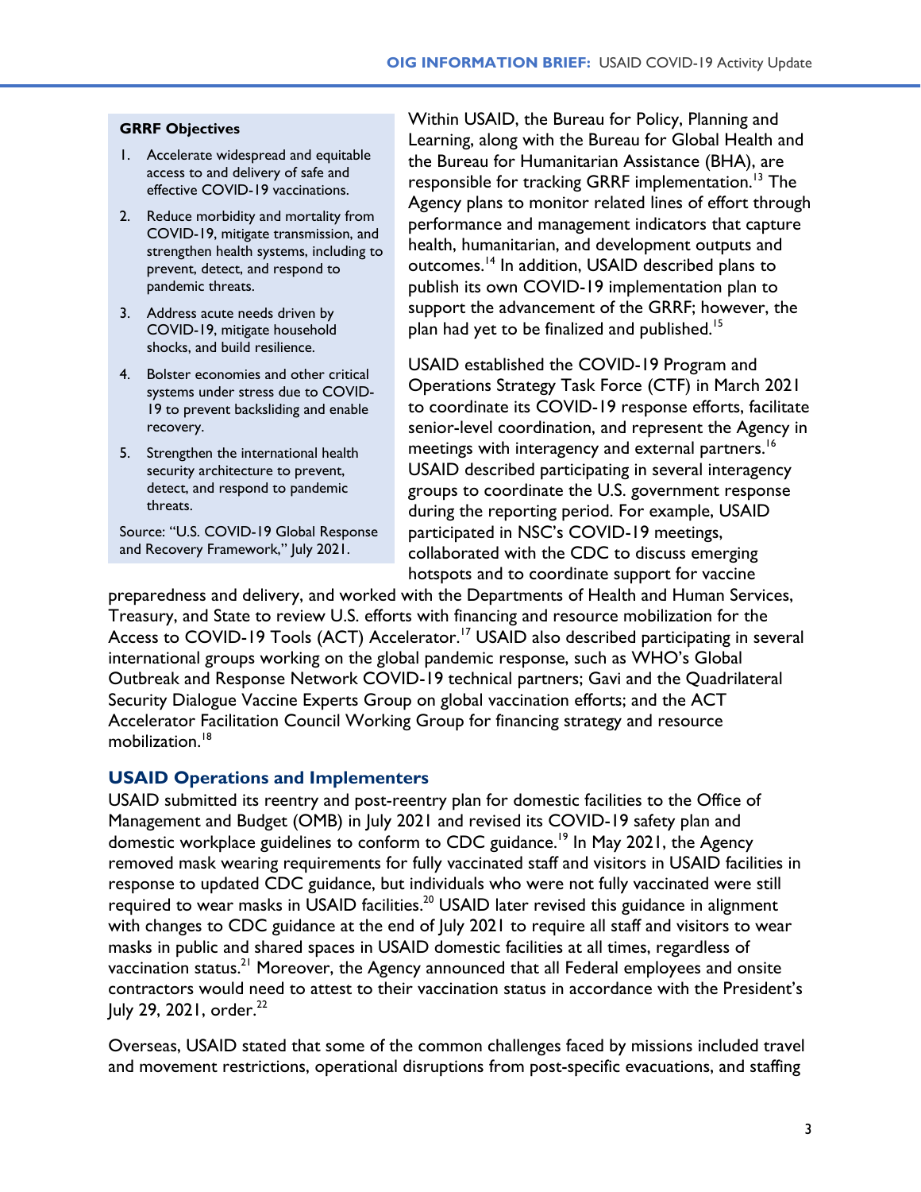**GRRF Objectives**

1. Accelerate widespread and equitable access to and delivery of safe and effective COVID-19 vaccinations.
2. Reduce morbidity and mortality from COVID-19, mitigate transmission, and strengthen health systems, including to prevent, detect, and respond to pandemic threats.
3. Address acute needs driven by COVID-19, mitigate household shocks, and build resilience.
4. Bolster economies and other critical systems under stress due to COVID-19 to prevent backsliding and enable recovery.
5. Strengthen the international health security architecture to prevent, detect, and respond to pandemic threats.

Source: "U.S. COVID-19 Global Response and Recovery Framework," July 2021.

Within USAID, the Bureau for Policy, Planning and Learning, along with the Bureau for Global Health and the Bureau for Humanitarian Assistance (BHA), are responsible for tracking GRRF implementation.[13] The Agency plans to monitor related lines of effort through performance and management indicators that capture health, humanitarian, and development outputs and outcomes.[14] In addition, USAID described plans to publish its own COVID-19 implementation plan to support the advancement of the GRRF; however, the plan had yet to be finalized and published.[15]

USAID established the COVID-19 Program and Operations Strategy Task Force (CTF) in March 2021 to coordinate its COVID-19 response efforts, facilitate senior-level coordination, and represent the Agency in meetings with interagency and external partners.[16] USAID described participating in several interagency groups to coordinate the U.S. government response during the reporting period. For example, USAID participated in NSC's COVID-19 meetings, collaborated with the CDC to discuss emerging hotspots and to coordinate support for vaccine preparedness and delivery, and worked with the Departments of Health and Human Services, Treasury, and State to review U.S. efforts with financing and resource mobilization for the Access to COVID-19 Tools (ACT) Accelerator.[17] USAID also described participating in several international groups working on the global pandemic response, such as WHO's Global Outbreak and Response Network COVID-19 technical partners; Gavi and the Quadrilateral Security Dialogue Vaccine Experts Group on global vaccination efforts; and the ACT Accelerator Facilitation Council Working Group for financing strategy and resource mobilization.[18]

## USAID Operations and Implementers

USAID submitted its reentry and post-reentry plan for domestic facilities to the Office of Management and Budget (OMB) in July 2021 and revised its COVID-19 safety plan and domestic workplace guidelines to conform to CDC guidance.[19] In May 2021, the Agency removed mask wearing requirements for fully vaccinated staff and visitors in USAID facilities in response to updated CDC guidance, but individuals who were not fully vaccinated were still required to wear masks in USAID facilities.[20] USAID later revised this guidance in alignment with changes to CDC guidance at the end of July 2021 to require all staff and visitors to wear masks in public and shared spaces in USAID domestic facilities at all times, regardless of vaccination status.[21] Moreover, the Agency announced that all Federal employees and onsite contractors would need to attest to their vaccination status in accordance with the President's July 29, 2021, order.[22]

Overseas, USAID stated that some of the common challenges faced by missions included travel and movement restrictions, operational disruptions from post-specific evacuations, and staffing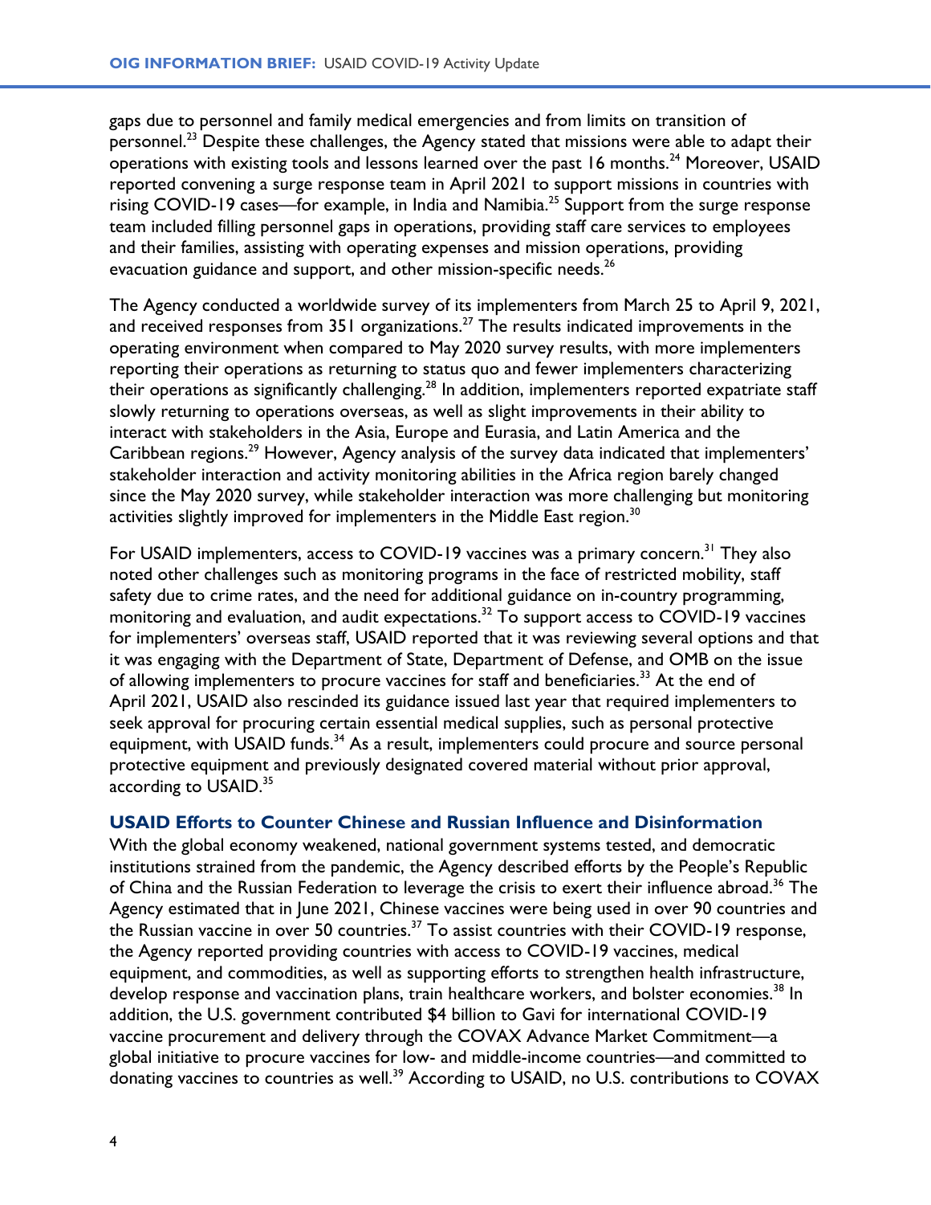gaps due to personnel and family medical emergencies and from limits on transition of personnel.[23] Despite these challenges, the Agency stated that missions were able to adapt their operations with existing tools and lessons learned over the past 16 months.[24] Moreover, USAID reported convening a surge response team in April 2021 to support missions in countries with rising COVID-19 cases—for example, in India and Namibia.[25] Support from the surge response team included filling personnel gaps in operations, providing staff care services to employees and their families, assisting with operating expenses and mission operations, providing evacuation guidance and support, and other mission-specific needs.[26]

The Agency conducted a worldwide survey of its implementers from March 25 to April 9, 2021, and received responses from 351 organizations.[27] The results indicated improvements in the operating environment when compared to May 2020 survey results, with more implementers reporting their operations as returning to status quo and fewer implementers characterizing their operations as significantly challenging.[28] In addition, implementers reported expatriate staff slowly returning to operations overseas, as well as slight improvements in their ability to interact with stakeholders in the Asia, Europe and Eurasia, and Latin America and the Caribbean regions.[29] However, Agency analysis of the survey data indicated that implementers' stakeholder interaction and activity monitoring abilities in the Africa region barely changed since the May 2020 survey, while stakeholder interaction was more challenging but monitoring activities slightly improved for implementers in the Middle East region.[30]

For USAID implementers, access to COVID-19 vaccines was a primary concern.[31] They also noted other challenges such as monitoring programs in the face of restricted mobility, staff safety due to crime rates, and the need for additional guidance on in-country programming, monitoring and evaluation, and audit expectations.[32] To support access to COVID-19 vaccines for implementers' overseas staff, USAID reported that it was reviewing several options and that it was engaging with the Department of State, Department of Defense, and OMB on the issue of allowing implementers to procure vaccines for staff and beneficiaries.[33] At the end of April 2021, USAID also rescinded its guidance issued last year that required implementers to seek approval for procuring certain essential medical supplies, such as personal protective equipment, with USAID funds.[34] As a result, implementers could procure and source personal protective equipment and previously designated covered material without prior approval, according to USAID.[35]

### USAID Efforts to Counter Chinese and Russian Influence and Disinformation

With the global economy weakened, national government systems tested, and democratic institutions strained from the pandemic, the Agency described efforts by the People's Republic of China and the Russian Federation to leverage the crisis to exert their influence abroad.[36] The Agency estimated that in June 2021, Chinese vaccines were being used in over 90 countries and the Russian vaccine in over 50 countries.[37] To assist countries with their COVID-19 response, the Agency reported providing countries with access to COVID-19 vaccines, medical equipment, and commodities, as well as supporting efforts to strengthen health infrastructure, develop response and vaccination plans, train healthcare workers, and bolster economies.[38] In addition, the U.S. government contributed $4 billion to Gavi for international COVID-19 vaccine procurement and delivery through the COVAX Advance Market Commitment—a global initiative to procure vaccines for low- and middle-income countries—and committed to donating vaccines to countries as well.[39] According to USAID, no U.S. contributions to COVAX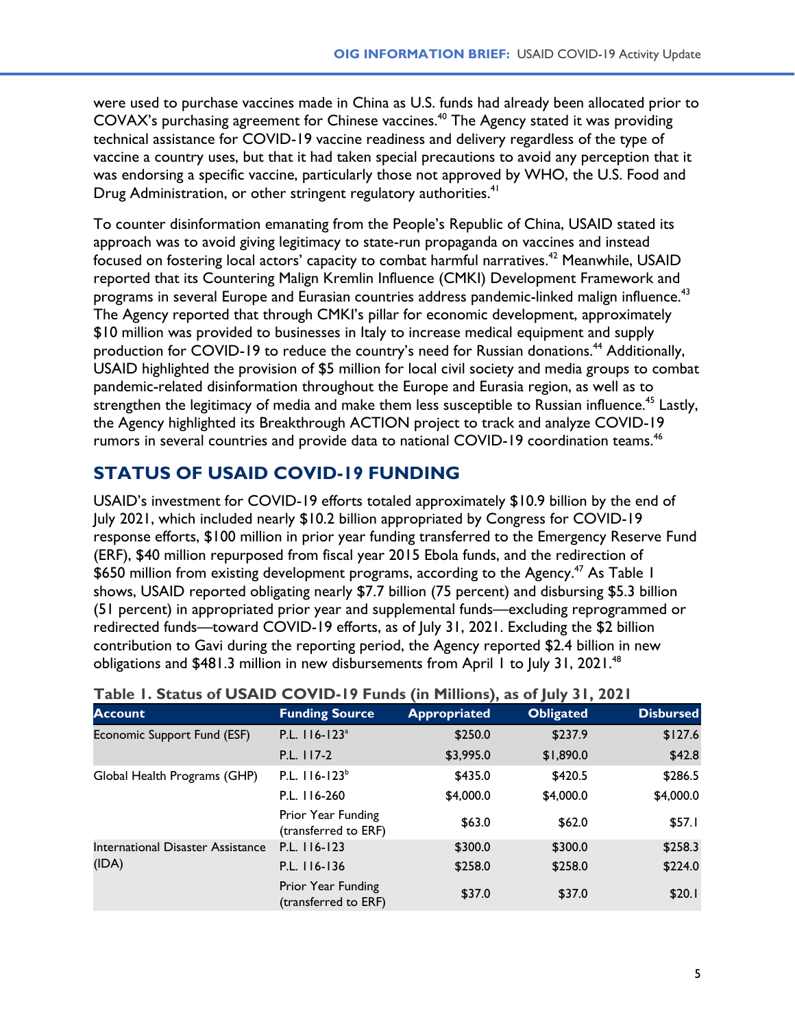were used to purchase vaccines made in China as U.S. funds had already been allocated prior to COVAX's purchasing agreement for Chinese vaccines.[40] The Agency stated it was providing technical assistance for COVID-19 vaccine readiness and delivery regardless of the type of vaccine a country uses, but that it had taken special precautions to avoid any perception that it was endorsing a specific vaccine, particularly those not approved by WHO, the U.S. Food and Drug Administration, or other stringent regulatory authorities.[41]

To counter disinformation emanating from the People's Republic of China, USAID stated its approach was to avoid giving legitimacy to state-run propaganda on vaccines and instead focused on fostering local actors' capacity to combat harmful narratives.[42] Meanwhile, USAID reported that its Countering Malign Kremlin Influence (CMKI) Development Framework and programs in several Europe and Eurasian countries address pandemic-linked malign influence.[43] The Agency reported that through CMKI's pillar for economic development, approximately $10 million was provided to businesses in Italy to increase medical equipment and supply production for COVID-19 to reduce the country's need for Russian donations.[44] Additionally, USAID highlighted the provision of $5 million for local civil society and media groups to combat pandemic-related disinformation throughout the Europe and Eurasia region, as well as to strengthen the legitimacy of media and make them less susceptible to Russian influence.[45] Lastly, the Agency highlighted its Breakthrough ACTION project to track and analyze COVID-19 rumors in several countries and provide data to national COVID-19 coordination teams.[46]

## STATUS OF USAID COVID-19 FUNDING

USAID's investment for COVID-19 efforts totaled approximately $10.9 billion by the end of July 2021, which included nearly $10.2 billion appropriated by Congress for COVID-19 response efforts, $100 million in prior year funding transferred to the Emergency Reserve Fund (ERF), $40 million repurposed from fiscal year 2015 Ebola funds, and the redirection of $650 million from existing development programs, according to the Agency.[47] As Table 1 shows, USAID reported obligating nearly $7.7 billion (75 percent) and disbursing $5.3 billion (51 percent) in appropriated prior year and supplemental funds—excluding reprogrammed or redirected funds—toward COVID-19 efforts, as of July 31, 2021. Excluding the $2 billion contribution to Gavi during the reporting period, the Agency reported $2.4 billion in new obligations and $481.3 million in new disbursements from April 1 to July 31, 2021.[48]

**Table 1. Status of USAID COVID-19 Funds (in Millions), as of July 31, 2021**

| Account | Funding Source | Appropriated | Obligated | Disbursed |
|---|---|---|---|---|
| Economic Support Fund (ESF) | P.L. 116-123[a] | $250.0 | $237.9 | $127.6 |
| | P.L. 117-2 | $3,995.0 | $1,890.0 | $42.8 |
| Global Health Programs (GHP) | P.L. 116-123[b] | $435.0 | $420.5 | $286.5 |
| | P.L. 116-260 | $4,000.0 | $4,000.0 | $4,000.0 |
| | Prior Year Funding (transferred to ERF) | $63.0 | $62.0 | $57.1 |
| International Disaster Assistance (IDA) | P.L. 116-123 | $300.0 | $300.0 | $258.3 |
| | P.L. 116-136 | $258.0 | $258.0 | $224.0 |
| | Prior Year Funding (transferred to ERF) | $37.0 | $37.0 | $20.1 |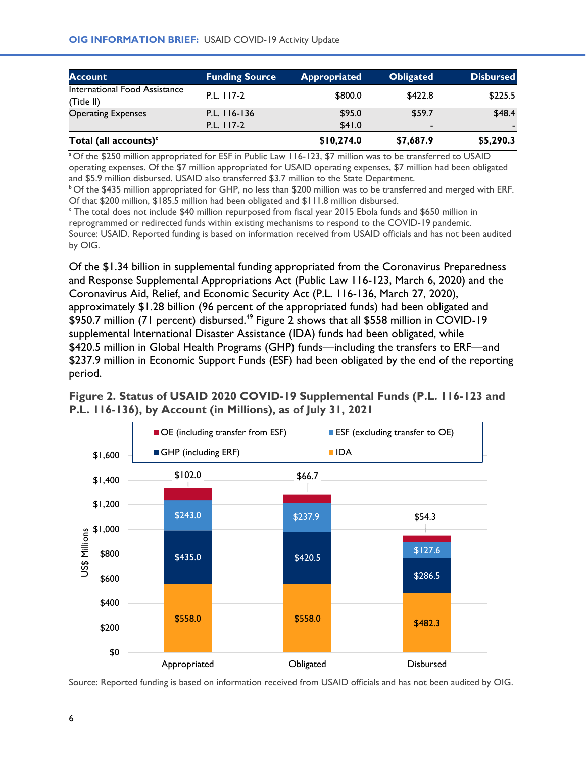| Account | Funding Source | Appropriated | Obligated | Disbursed |
|---|---|---|---|---|
| International Food Assistance (Title II) | P.L. 117-2 | $800.0 | $422.8 | $225.5 |
| Operating Expenses | P.L. 116-136 | $95.0 | $59.7 | $48.4 |
| | P.L. 117-2 | $41.0 | - | - |
| **Total (all accounts)**[c] | | **$10,274.0** | **$7,687.9** | **$5,290.3** |

[a] Of the $250 million appropriated for ESF in Public Law 116-123, $7 million was to be transferred to USAID operating expenses. Of the $7 million appropriated for USAID operating expenses, $7 million had been obligated and $5.9 million disbursed. USAID also transferred $3.7 million to the State Department.
[b] Of the $435 million appropriated for GHP, no less than $200 million was to be transferred and merged with ERF. Of that $200 million, $185.5 million had been obligated and $111.8 million disbursed.
[c] The total does not include $40 million repurposed from fiscal year 2015 Ebola funds and $650 million in reprogrammed or redirected funds within existing mechanisms to respond to the COVID-19 pandemic.
Source: USAID. Reported funding is based on information received from USAID officials and has not been audited by OIG.

Of the $1.34 billion in supplemental funding appropriated from the Coronavirus Preparedness and Response Supplemental Appropriations Act (Public Law 116-123, March 6, 2020) and the Coronavirus Aid, Relief, and Economic Security Act (P.L. 116-136, March 27, 2020), approximately $1.28 billion (96 percent of the appropriated funds) had been obligated and $950.7 million (71 percent) disbursed.[49] Figure 2 shows that all $558 million in COVID-19 supplemental International Disaster Assistance (IDA) funds had been obligated, while $420.5 million in Global Health Programs (GHP) funds—including the transfers to ERF—and $237.9 million in Economic Support Funds (ESF) had been obligated by the end of the reporting period.

**Figure 2. Status of USAID 2020 COVID-19 Supplemental Funds (P.L. 116-123 and P.L. 116-136), by Account (in Millions), as of July 31, 2021**

| | Appropriated | Obligated | Disbursed |
|---|---|---|---|
| OE (including transfer from ESF) | $102.0 | $66.7 | $54.3 |
| ESF (excluding transfer to OE) | $243.0 | $237.9 | $127.6 |
| GHP (including ERF) | $435.0 | $420.5 | $286.5 |
| IDA | $558.0 | $558.0 | $482.3 |

Source: Reported funding is based on information received from USAID officials and has not been audited by OIG.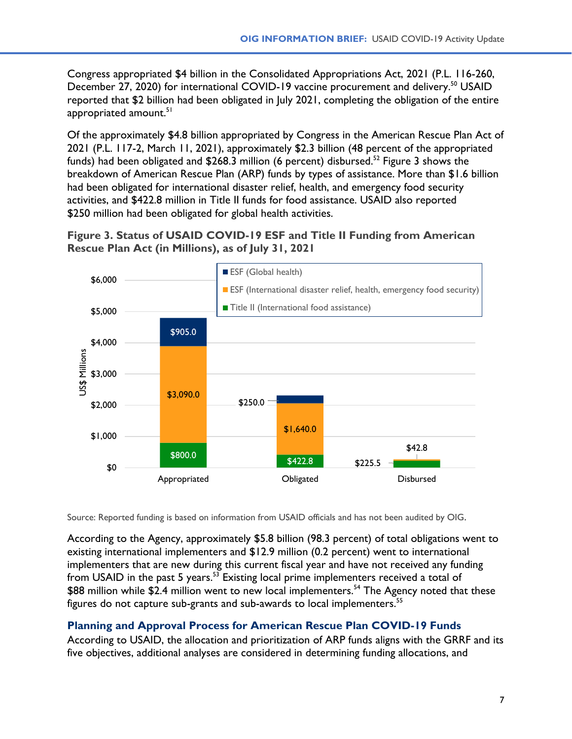Congress appropriated $4 billion in the Consolidated Appropriations Act, 2021 (P.L. 116-260, December 27, 2020) for international COVID-19 vaccine procurement and delivery.[50] USAID reported that $2 billion had been obligated in July 2021, completing the obligation of the entire appropriated amount.[51]

Of the approximately $4.8 billion appropriated by Congress in the American Rescue Plan Act of 2021 (P.L. 117-2, March 11, 2021), approximately $2.3 billion (48 percent of the appropriated funds) had been obligated and $268.3 million (6 percent) disbursed.[52] Figure 3 shows the breakdown of American Rescue Plan (ARP) funds by types of assistance. More than $1.6 billion had been obligated for international disaster relief, health, and emergency food security activities, and $422.8 million in Title II funds for food assistance. USAID also reported $250 million had been obligated for global health activities.

**Figure 3. Status of USAID COVID-19 ESF and Title II Funding from American Rescue Plan Act (in Millions), as of July 31, 2021**

| | Appropriated | Obligated | Disbursed |
|---|---|---|---|
| ESF (Global health) | $905.0 | $250.0 | |
| ESF (International disaster relief, health, emergency food security) | $3,090.0 | $1,640.0 | $42.8 |
| Title II (International food assistance) | $800.0 | $422.8 | $225.5 |

Source: Reported funding is based on information from USAID officials and has not been audited by OIG.

According to the Agency, approximately $5.8 billion (98.3 percent) of total obligations went to existing international implementers and $12.9 million (0.2 percent) went to international implementers that are new during this current fiscal year and have not received any funding from USAID in the past 5 years.[53] Existing local prime implementers received a total of $88 million while $2.4 million went to new local implementers.[54] The Agency noted that these figures do not capture sub-grants and sub-awards to local implementers.[55]

## Planning and Approval Process for American Rescue Plan COVID-19 Funds

According to USAID, the allocation and prioritization of ARP funds aligns with the GRRF and its five objectives, additional analyses are considered in determining funding allocations, and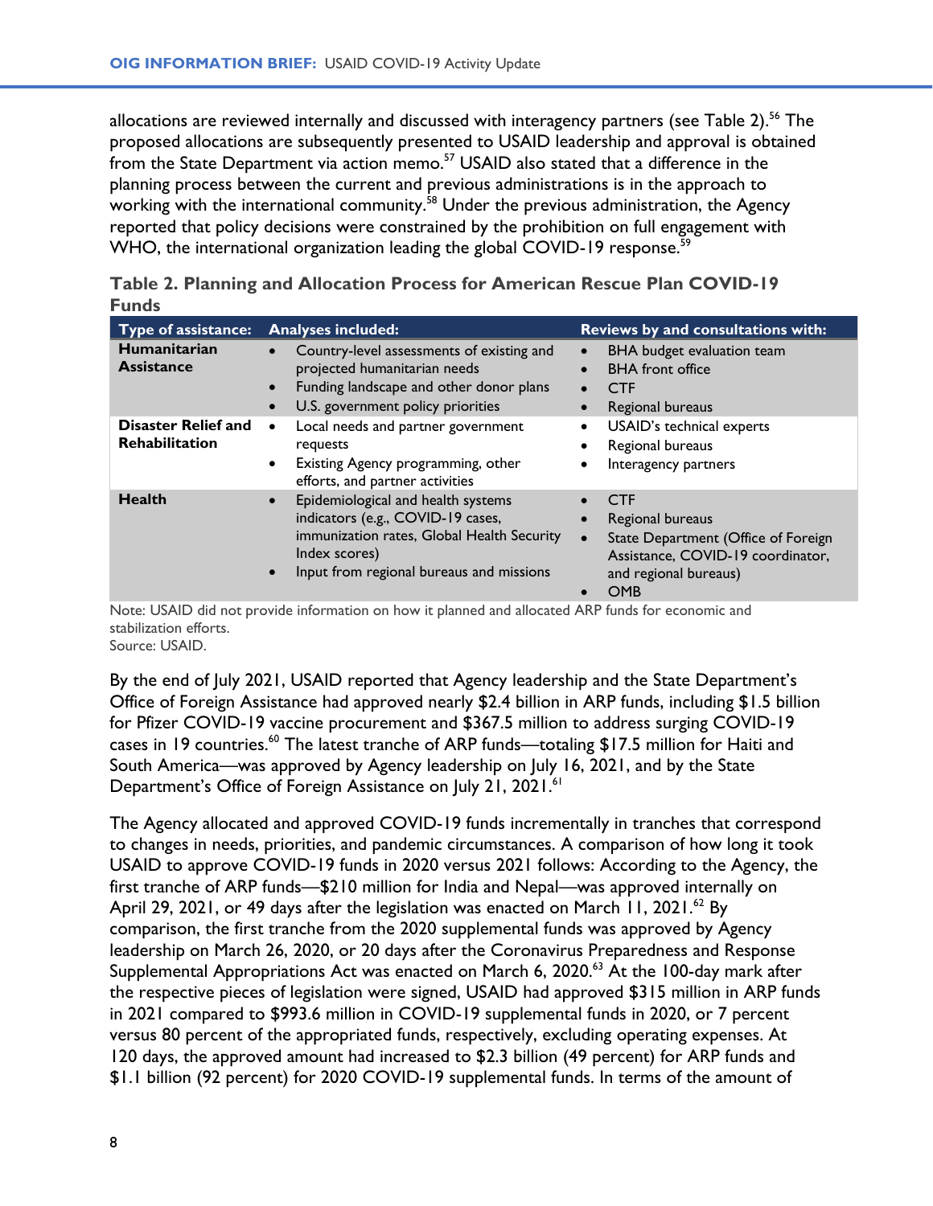allocations are reviewed internally and discussed with interagency partners (see Table 2).[56] The proposed allocations are subsequently presented to USAID leadership and approval is obtained from the State Department via action memo.[57] USAID also stated that a difference in the planning process between the current and previous administrations is in the approach to working with the international community.[58] Under the previous administration, the Agency reported that policy decisions were constrained by the prohibition on full engagement with WHO, the international organization leading the global COVID-19 response.[59]

**Table 2. Planning and Allocation Process for American Rescue Plan COVID-19 Funds**

| Type of assistance: | Analyses included: | Reviews by and consultations with: |
|---|---|---|
| **Humanitarian Assistance** | • Country-level assessments of existing and projected humanitarian needs<br>• Funding landscape and other donor plans<br>• U.S. government policy priorities | • BHA budget evaluation team<br>• BHA front office<br>• CTF<br>• Regional bureaus |
| **Disaster Relief and Rehabilitation** | • Local needs and partner government requests<br>• Existing Agency programming, other efforts, and partner activities | • USAID's technical experts<br>• Regional bureaus<br>• Interagency partners |
| **Health** | • Epidemiological and health systems indicators (e.g., COVID-19 cases, immunization rates, Global Health Security Index scores)<br>• Input from regional bureaus and missions | • CTF<br>• Regional bureaus<br>• State Department (Office of Foreign Assistance, COVID-19 coordinator, and regional bureaus)<br>• OMB |

Note: USAID did not provide information on how it planned and allocated ARP funds for economic and stabilization efforts.
Source: USAID.

By the end of July 2021, USAID reported that Agency leadership and the State Department's Office of Foreign Assistance had approved nearly $2.4 billion in ARP funds, including $1.5 billion for Pfizer COVID-19 vaccine procurement and $367.5 million to address surging COVID-19 cases in 19 countries.[60] The latest tranche of ARP funds—totaling $17.5 million for Haiti and South America—was approved by Agency leadership on July 16, 2021, and by the State Department's Office of Foreign Assistance on July 21, 2021.[61]

The Agency allocated and approved COVID-19 funds incrementally in tranches that correspond to changes in needs, priorities, and pandemic circumstances. A comparison of how long it took USAID to approve COVID-19 funds in 2020 versus 2021 follows: According to the Agency, the first tranche of ARP funds—$210 million for India and Nepal—was approved internally on April 29, 2021, or 49 days after the legislation was enacted on March 11, 2021.[62] By comparison, the first tranche from the 2020 supplemental funds was approved by Agency leadership on March 26, 2020, or 20 days after the Coronavirus Preparedness and Response Supplemental Appropriations Act was enacted on March 6, 2020.[63] At the 100-day mark after the respective pieces of legislation were signed, USAID had approved $315 million in ARP funds in 2021 compared to $993.6 million in COVID-19 supplemental funds in 2020, or 7 percent versus 80 percent of the appropriated funds, respectively, excluding operating expenses. At 120 days, the approved amount had increased to $2.3 billion (49 percent) for ARP funds and $1.1 billion (92 percent) for 2020 COVID-19 supplemental funds. In terms of the amount of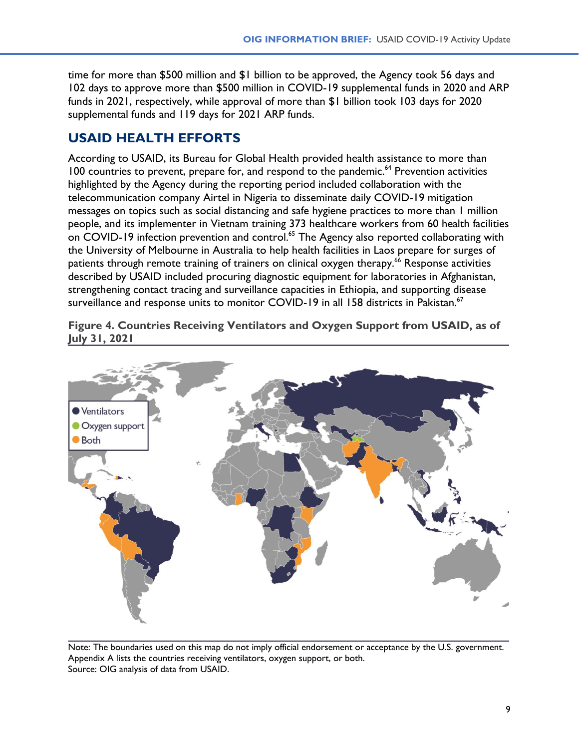time for more than $500 million and $1 billion to be approved, the Agency took 56 days and 102 days to approve more than $500 million in COVID-19 supplemental funds in 2020 and ARP funds in 2021, respectively, while approval of more than $1 billion took 103 days for 2020 supplemental funds and 119 days for 2021 ARP funds.

## USAID HEALTH EFFORTS

According to USAID, its Bureau for Global Health provided health assistance to more than 100 countries to prevent, prepare for, and respond to the pandemic.[64] Prevention activities highlighted by the Agency during the reporting period included collaboration with the telecommunication company Airtel in Nigeria to disseminate daily COVID-19 mitigation messages on topics such as social distancing and safe hygiene practices to more than 1 million people, and its implementer in Vietnam training 373 healthcare workers from 60 health facilities on COVID-19 infection prevention and control.[65] The Agency also reported collaborating with the University of Melbourne in Australia to help health facilities in Laos prepare for surges of patients through remote training of trainers on clinical oxygen therapy.[66] Response activities described by USAID included procuring diagnostic equipment for laboratories in Afghanistan, strengthening contact tracing and surveillance capacities in Ethiopia, and supporting disease surveillance and response units to monitor COVID-19 in all 158 districts in Pakistan.[67]

**Figure 4. Countries Receiving Ventilators and Oxygen Support from USAID, as of July 31, 2021**

Note: The boundaries used on this map do not imply official endorsement or acceptance by the U.S. government. Appendix A lists the countries receiving ventilators, oxygen support, or both.
Source: OIG analysis of data from USAID.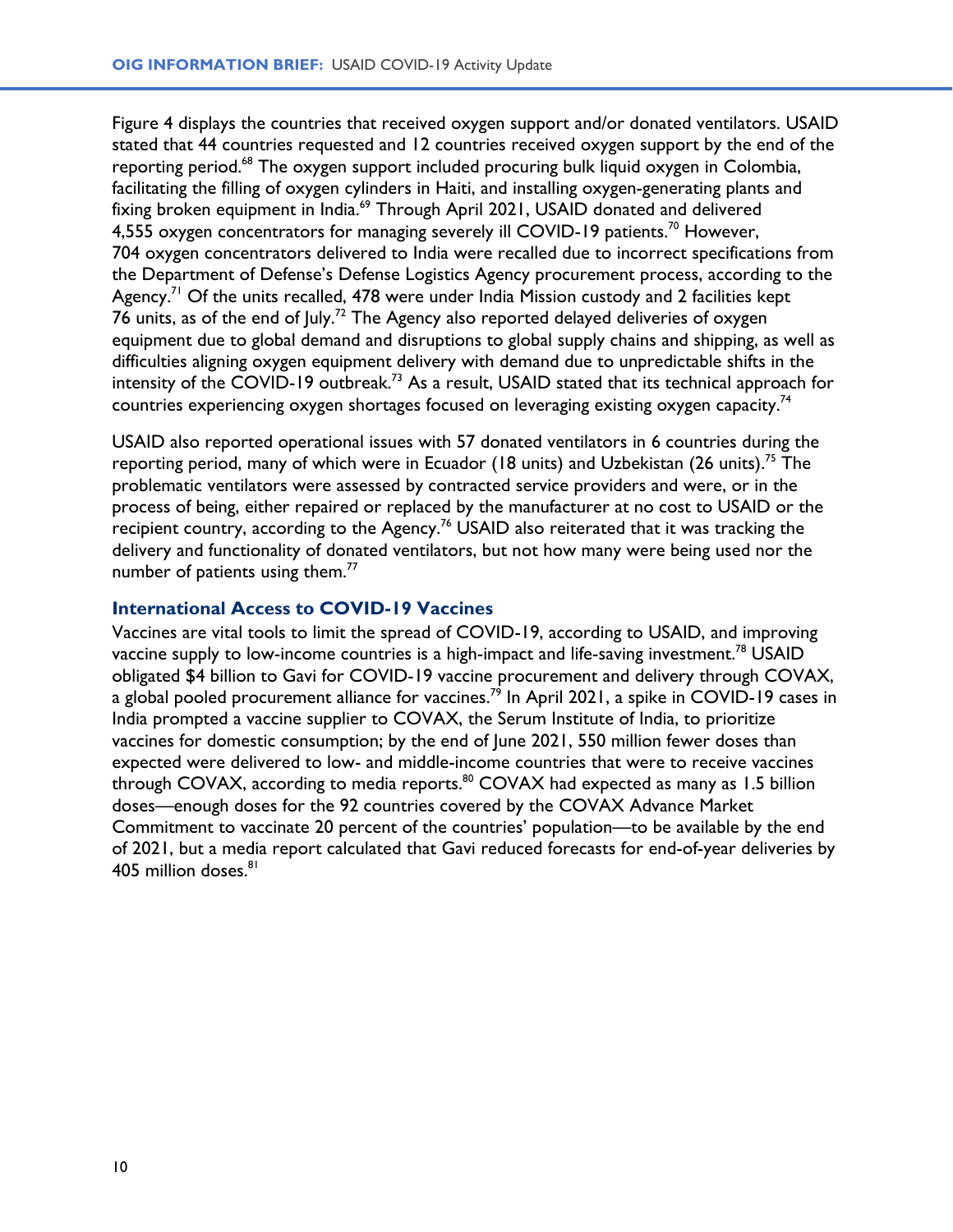Figure 4 displays the countries that received oxygen support and/or donated ventilators. USAID stated that 44 countries requested and 12 countries received oxygen support by the end of the reporting period.[68] The oxygen support included procuring bulk liquid oxygen in Colombia, facilitating the filling of oxygen cylinders in Haiti, and installing oxygen-generating plants and fixing broken equipment in India.[69] Through April 2021, USAID donated and delivered 4,555 oxygen concentrators for managing severely ill COVID-19 patients.[70] However, 704 oxygen concentrators delivered to India were recalled due to incorrect specifications from the Department of Defense's Defense Logistics Agency procurement process, according to the Agency.[71] Of the units recalled, 478 were under India Mission custody and 2 facilities kept 76 units, as of the end of July.[72] The Agency also reported delayed deliveries of oxygen equipment due to global demand and disruptions to global supply chains and shipping, as well as difficulties aligning oxygen equipment delivery with demand due to unpredictable shifts in the intensity of the COVID-19 outbreak.[73] As a result, USAID stated that its technical approach for countries experiencing oxygen shortages focused on leveraging existing oxygen capacity.[74]

USAID also reported operational issues with 57 donated ventilators in 6 countries during the reporting period, many of which were in Ecuador (18 units) and Uzbekistan (26 units).[75] The problematic ventilators were assessed by contracted service providers and were, or in the process of being, either repaired or replaced by the manufacturer at no cost to USAID or the recipient country, according to the Agency.[76] USAID also reiterated that it was tracking the delivery and functionality of donated ventilators, but not how many were being used nor the number of patients using them.[77]

### International Access to COVID-19 Vaccines

Vaccines are vital tools to limit the spread of COVID-19, according to USAID, and improving vaccine supply to low-income countries is a high-impact and life-saving investment.[78] USAID obligated $4 billion to Gavi for COVID-19 vaccine procurement and delivery through COVAX, a global pooled procurement alliance for vaccines.[79] In April 2021, a spike in COVID-19 cases in India prompted a vaccine supplier to COVAX, the Serum Institute of India, to prioritize vaccines for domestic consumption; by the end of June 2021, 550 million fewer doses than expected were delivered to low- and middle-income countries that were to receive vaccines through COVAX, according to media reports.[80] COVAX had expected as many as 1.5 billion doses—enough doses for the 92 countries covered by the COVAX Advance Market Commitment to vaccinate 20 percent of the countries' population—to be available by the end of 2021, but a media report calculated that Gavi reduced forecasts for end-of-year deliveries by 405 million doses.[81]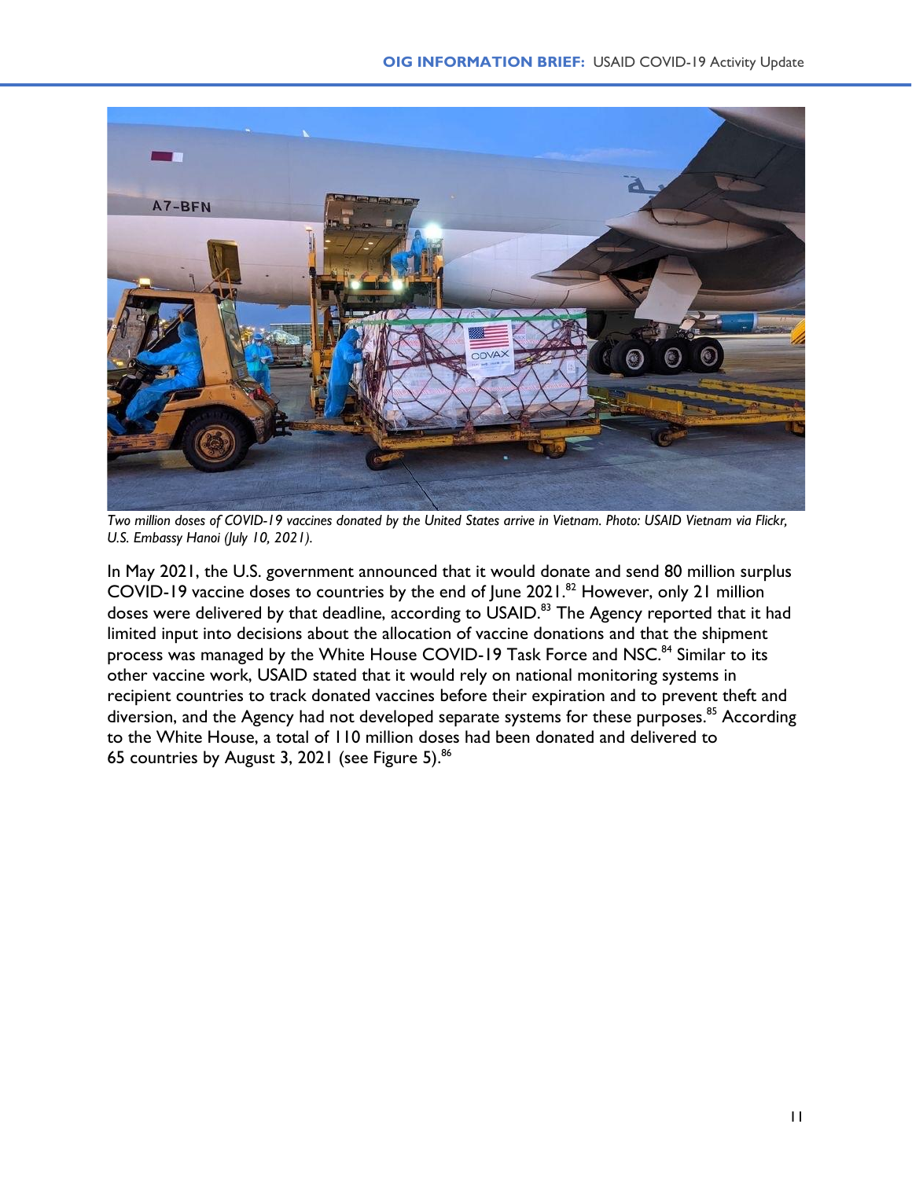*Two million doses of COVID-19 vaccines donated by the United States arrive in Vietnam. Photo: USAID Vietnam via Flickr, U.S. Embassy Hanoi (July 10, 2021).*

In May 2021, the U.S. government announced that it would donate and send 80 million surplus COVID-19 vaccine doses to countries by the end of June 2021.[82] However, only 21 million doses were delivered by that deadline, according to USAID.[83] The Agency reported that it had limited input into decisions about the allocation of vaccine donations and that the shipment process was managed by the White House COVID-19 Task Force and NSC.[84] Similar to its other vaccine work, USAID stated that it would rely on national monitoring systems in recipient countries to track donated vaccines before their expiration and to prevent theft and diversion, and the Agency had not developed separate systems for these purposes.[85] According to the White House, a total of 110 million doses had been donated and delivered to 65 countries by August 3, 2021 (see Figure 5).[86]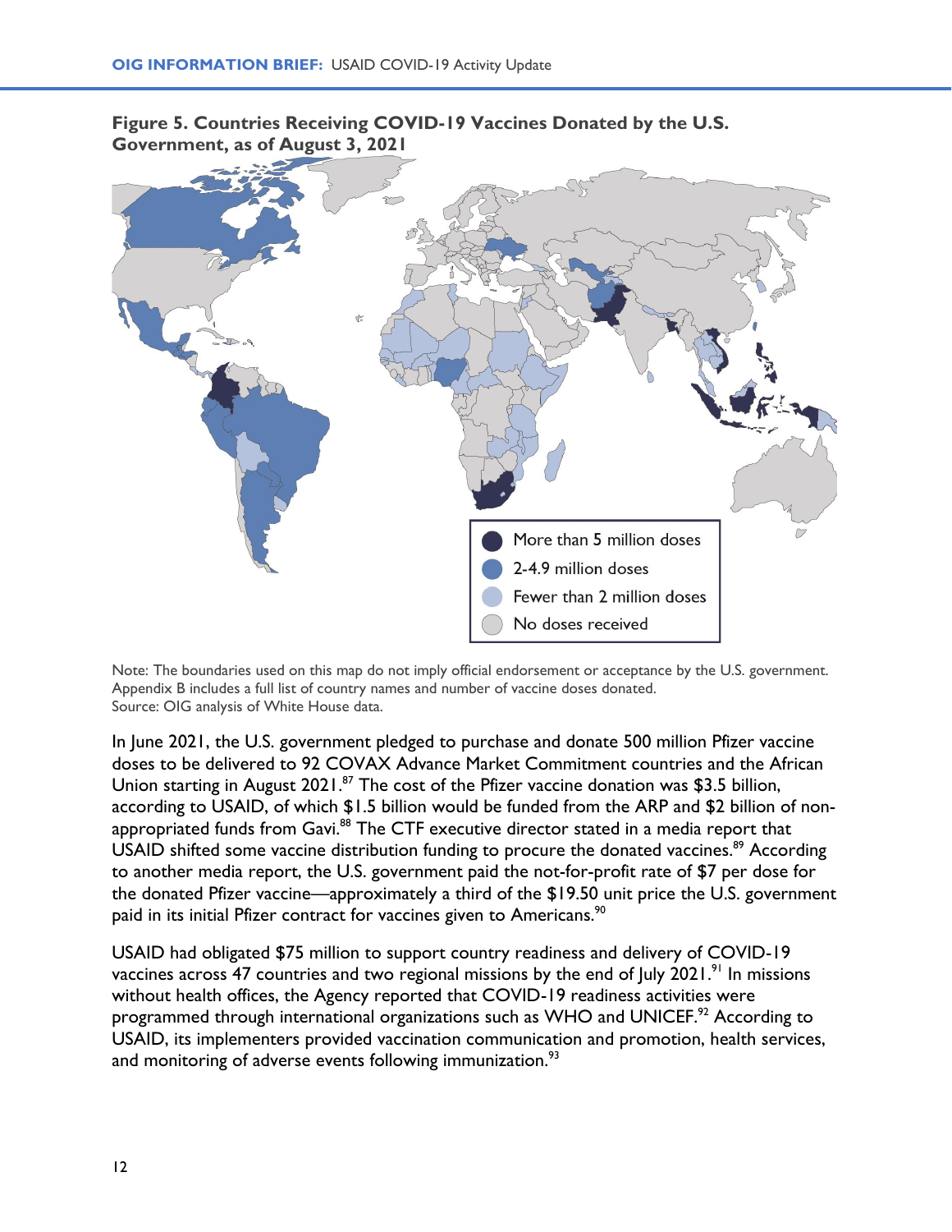**Figure 5. Countries Receiving COVID-19 Vaccines Donated by the U.S. Government, as of August 3, 2021**

- More than 5 million doses
- 2-4.9 million doses
- Fewer than 2 million doses
- No doses received

Note: The boundaries used on this map do not imply official endorsement or acceptance by the U.S. government. Appendix B includes a full list of country names and number of vaccine doses donated.
Source: OIG analysis of White House data.

In June 2021, the U.S. government pledged to purchase and donate 500 million Pfizer vaccine doses to be delivered to 92 COVAX Advance Market Commitment countries and the African Union starting in August 2021.[87] The cost of the Pfizer vaccine donation was $3.5 billion, according to USAID, of which $1.5 billion would be funded from the ARP and $2 billion of non-appropriated funds from Gavi.[88] The CTF executive director stated in a media report that USAID shifted some vaccine distribution funding to procure the donated vaccines.[89] According to another media report, the U.S. government paid the not-for-profit rate of $7 per dose for the donated Pfizer vaccine—approximately a third of the $19.50 unit price the U.S. government paid in its initial Pfizer contract for vaccines given to Americans.[90]

USAID had obligated $75 million to support country readiness and delivery of COVID-19 vaccines across 47 countries and two regional missions by the end of July 2021.[91] In missions without health offices, the Agency reported that COVID-19 readiness activities were programmed through international organizations such as WHO and UNICEF.[92] According to USAID, its implementers provided vaccination communication and promotion, health services, and monitoring of adverse events following immunization.[93]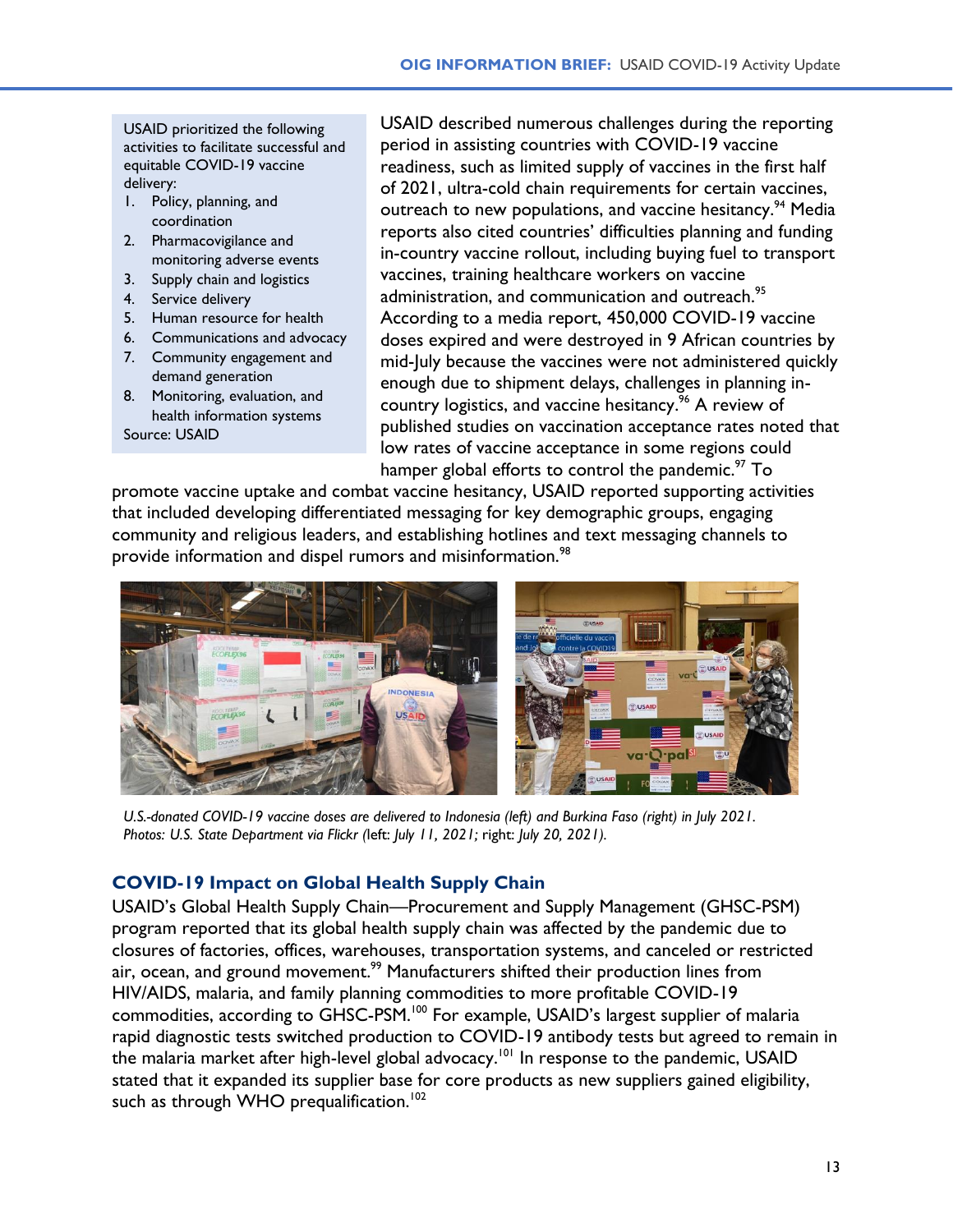USAID prioritized the following activities to facilitate successful and equitable COVID-19 vaccine delivery:

1. Policy, planning, and coordination
2. Pharmacovigilance and monitoring adverse events
3. Supply chain and logistics
4. Service delivery
5. Human resource for health
6. Communications and advocacy
7. Community engagement and demand generation
8. Monitoring, evaluation, and health information systems

Source: USAID

USAID described numerous challenges during the reporting period in assisting countries with COVID-19 vaccine readiness, such as limited supply of vaccines in the first half of 2021, ultra-cold chain requirements for certain vaccines, outreach to new populations, and vaccine hesitancy.[94] Media reports also cited countries' difficulties planning and funding in-country vaccine rollout, including buying fuel to transport vaccines, training healthcare workers on vaccine administration, and communication and outreach.[95] According to a media report, 450,000 COVID-19 vaccine doses expired and were destroyed in 9 African countries by mid-July because the vaccines were not administered quickly enough due to shipment delays, challenges in planning in-country logistics, and vaccine hesitancy.[96] A review of published studies on vaccination acceptance rates noted that low rates of vaccine acceptance in some regions could hamper global efforts to control the pandemic.[97] To promote vaccine uptake and combat vaccine hesitancy, USAID reported supporting activities that included developing differentiated messaging for key demographic groups, engaging community and religious leaders, and establishing hotlines and text messaging channels to provide information and dispel rumors and misinformation.[98]

*U.S.-donated COVID-19 vaccine doses are delivered to Indonesia (left) and Burkina Faso (right) in July 2021. Photos: U.S. State Department via Flickr (left: July 11, 2021; right: July 20, 2021).*

## COVID-19 Impact on Global Health Supply Chain

USAID's Global Health Supply Chain—Procurement and Supply Management (GHSC-PSM) program reported that its global health supply chain was affected by the pandemic due to closures of factories, offices, warehouses, transportation systems, and canceled or restricted air, ocean, and ground movement.[99] Manufacturers shifted their production lines from HIV/AIDS, malaria, and family planning commodities to more profitable COVID-19 commodities, according to GHSC-PSM.[100] For example, USAID's largest supplier of malaria rapid diagnostic tests switched production to COVID-19 antibody tests but agreed to remain in the malaria market after high-level global advocacy.[101] In response to the pandemic, USAID stated that it expanded its supplier base for core products as new suppliers gained eligibility, such as through WHO prequalification.[102]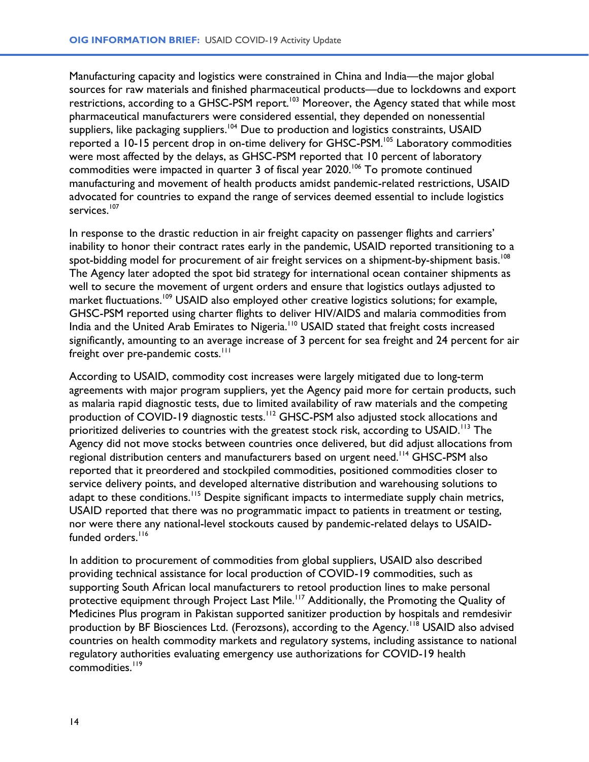Manufacturing capacity and logistics were constrained in China and India—the major global sources for raw materials and finished pharmaceutical products—due to lockdowns and export restrictions, according to a GHSC-PSM report.[103] Moreover, the Agency stated that while most pharmaceutical manufacturers were considered essential, they depended on nonessential suppliers, like packaging suppliers.[104] Due to production and logistics constraints, USAID reported a 10-15 percent drop in on-time delivery for GHSC-PSM.[105] Laboratory commodities were most affected by the delays, as GHSC-PSM reported that 10 percent of laboratory commodities were impacted in quarter 3 of fiscal year 2020.[106] To promote continued manufacturing and movement of health products amidst pandemic-related restrictions, USAID advocated for countries to expand the range of services deemed essential to include logistics services.[107]

In response to the drastic reduction in air freight capacity on passenger flights and carriers' inability to honor their contract rates early in the pandemic, USAID reported transitioning to a spot-bidding model for procurement of air freight services on a shipment-by-shipment basis.[108] The Agency later adopted the spot bid strategy for international ocean container shipments as well to secure the movement of urgent orders and ensure that logistics outlays adjusted to market fluctuations.[109] USAID also employed other creative logistics solutions; for example, GHSC-PSM reported using charter flights to deliver HIV/AIDS and malaria commodities from India and the United Arab Emirates to Nigeria.[110] USAID stated that freight costs increased significantly, amounting to an average increase of 3 percent for sea freight and 24 percent for air freight over pre-pandemic costs.[111]

According to USAID, commodity cost increases were largely mitigated due to long-term agreements with major program suppliers, yet the Agency paid more for certain products, such as malaria rapid diagnostic tests, due to limited availability of raw materials and the competing production of COVID-19 diagnostic tests.[112] GHSC-PSM also adjusted stock allocations and prioritized deliveries to countries with the greatest stock risk, according to USAID.[113] The Agency did not move stocks between countries once delivered, but did adjust allocations from regional distribution centers and manufacturers based on urgent need.[114] GHSC-PSM also reported that it preordered and stockpiled commodities, positioned commodities closer to service delivery points, and developed alternative distribution and warehousing solutions to adapt to these conditions.[115] Despite significant impacts to intermediate supply chain metrics, USAID reported that there was no programmatic impact to patients in treatment or testing, nor were there any national-level stockouts caused by pandemic-related delays to USAID-funded orders.[116]

In addition to procurement of commodities from global suppliers, USAID also described providing technical assistance for local production of COVID-19 commodities, such as supporting South African local manufacturers to retool production lines to make personal protective equipment through Project Last Mile.[117] Additionally, the Promoting the Quality of Medicines Plus program in Pakistan supported sanitizer production by hospitals and remdesivir production by BF Biosciences Ltd. (Ferozsons), according to the Agency.[118] USAID also advised countries on health commodity markets and regulatory systems, including assistance to national regulatory authorities evaluating emergency use authorizations for COVID-19 health commodities.[119]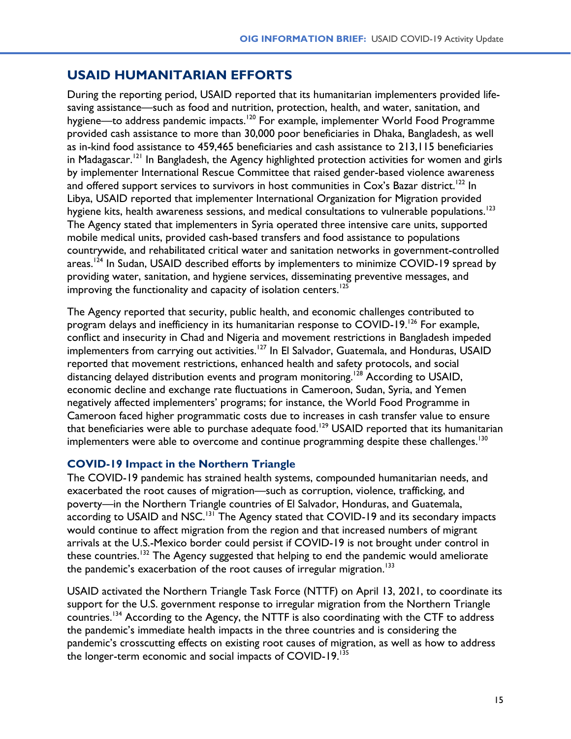## USAID HUMANITARIAN EFFORTS

During the reporting period, USAID reported that its humanitarian implementers provided life-saving assistance—such as food and nutrition, protection, health, and water, sanitation, and hygiene—to address pandemic impacts.[120] For example, implementer World Food Programme provided cash assistance to more than 30,000 poor beneficiaries in Dhaka, Bangladesh, as well as in-kind food assistance to 459,465 beneficiaries and cash assistance to 213,115 beneficiaries in Madagascar.[121] In Bangladesh, the Agency highlighted protection activities for women and girls by implementer International Rescue Committee that raised gender-based violence awareness and offered support services to survivors in host communities in Cox's Bazar district.[122] In Libya, USAID reported that implementer International Organization for Migration provided hygiene kits, health awareness sessions, and medical consultations to vulnerable populations.[123] The Agency stated that implementers in Syria operated three intensive care units, supported mobile medical units, provided cash-based transfers and food assistance to populations countrywide, and rehabilitated critical water and sanitation networks in government-controlled areas.[124] In Sudan, USAID described efforts by implementers to minimize COVID-19 spread by providing water, sanitation, and hygiene services, disseminating preventive messages, and improving the functionality and capacity of isolation centers.[125]

The Agency reported that security, public health, and economic challenges contributed to program delays and inefficiency in its humanitarian response to COVID-19.[126] For example, conflict and insecurity in Chad and Nigeria and movement restrictions in Bangladesh impeded implementers from carrying out activities.[127] In El Salvador, Guatemala, and Honduras, USAID reported that movement restrictions, enhanced health and safety protocols, and social distancing delayed distribution events and program monitoring.[128] According to USAID, economic decline and exchange rate fluctuations in Cameroon, Sudan, Syria, and Yemen negatively affected implementers' programs; for instance, the World Food Programme in Cameroon faced higher programmatic costs due to increases in cash transfer value to ensure that beneficiaries were able to purchase adequate food.[129] USAID reported that its humanitarian implementers were able to overcome and continue programming despite these challenges.[130]

### COVID-19 Impact in the Northern Triangle

The COVID-19 pandemic has strained health systems, compounded humanitarian needs, and exacerbated the root causes of migration—such as corruption, violence, trafficking, and poverty—in the Northern Triangle countries of El Salvador, Honduras, and Guatemala, according to USAID and NSC.[131] The Agency stated that COVID-19 and its secondary impacts would continue to affect migration from the region and that increased numbers of migrant arrivals at the U.S.-Mexico border could persist if COVID-19 is not brought under control in these countries.[132] The Agency suggested that helping to end the pandemic would ameliorate the pandemic's exacerbation of the root causes of irregular migration.[133]

USAID activated the Northern Triangle Task Force (NTTF) on April 13, 2021, to coordinate its support for the U.S. government response to irregular migration from the Northern Triangle countries.[134] According to the Agency, the NTTF is also coordinating with the CTF to address the pandemic's immediate health impacts in the three countries and is considering the pandemic's crosscutting effects on existing root causes of migration, as well as how to address the longer-term economic and social impacts of COVID-19.[135]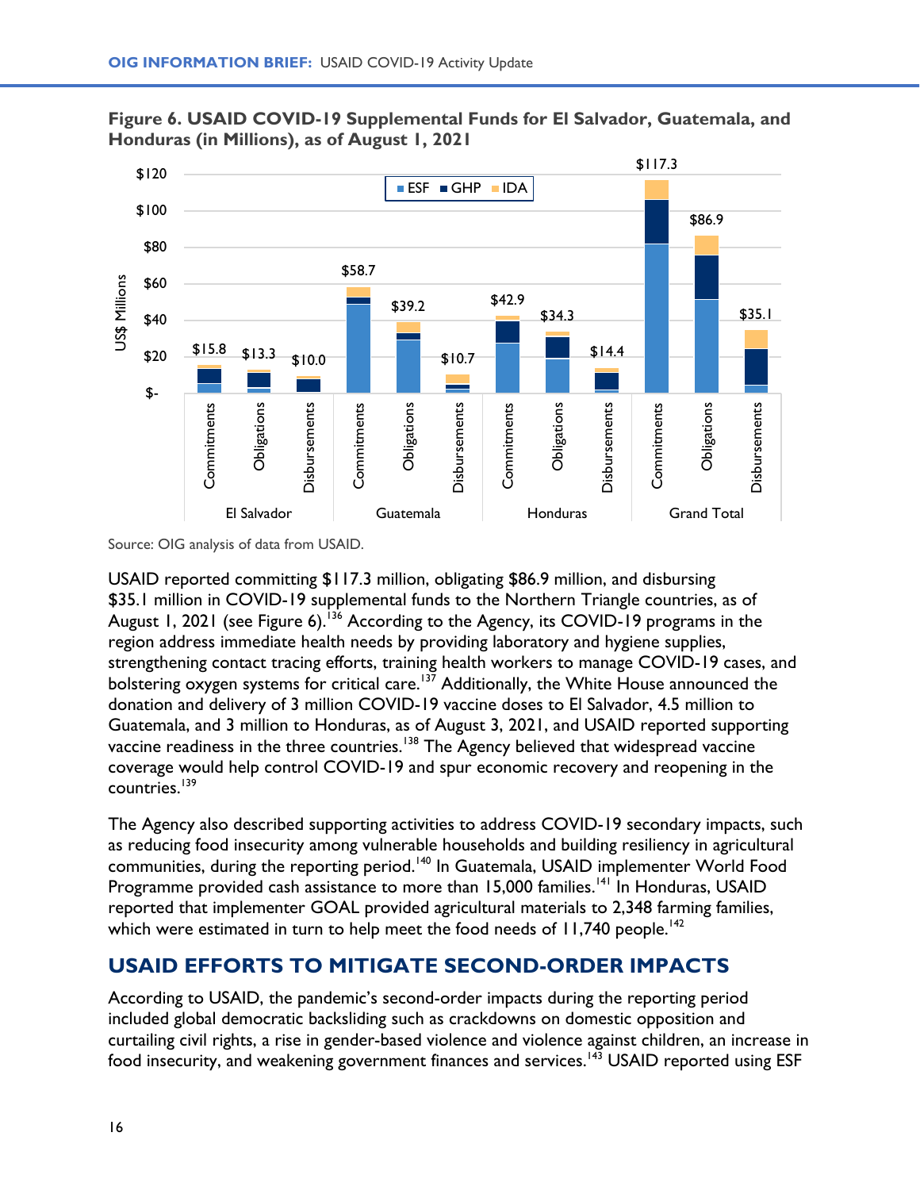**Figure 6. USAID COVID-19 Supplemental Funds for El Salvador, Guatemala, and Honduras (in Millions), as of August 1, 2021**

| Country | Category | Total |
|---|---|---|
| El Salvador | Commitments | $15.8 |
| El Salvador | Obligations | $13.3 |
| El Salvador | Disbursements | $10.0 |
| Guatemala | Commitments | $58.7 |
| Guatemala | Obligations | $39.2 |
| Guatemala | Disbursements | $10.7 |
| Honduras | Commitments | $42.9 |
| Honduras | Obligations | $34.3 |
| Honduras | Disbursements | $14.4 |
| Grand Total | Commitments | $117.3 |
| Grand Total | Obligations | $86.9 |
| Grand Total | Disbursements | $35.1 |

Legend: ESF, GHP, IDA. Y-axis: US$ Millions.

Source: OIG analysis of data from USAID.

USAID reported committing $117.3 million, obligating $86.9 million, and disbursing $35.1 million in COVID-19 supplemental funds to the Northern Triangle countries, as of August 1, 2021 (see Figure 6).[136] According to the Agency, its COVID-19 programs in the region address immediate health needs by providing laboratory and hygiene supplies, strengthening contact tracing efforts, training health workers to manage COVID-19 cases, and bolstering oxygen systems for critical care.[137] Additionally, the White House announced the donation and delivery of 3 million COVID-19 vaccine doses to El Salvador, 4.5 million to Guatemala, and 3 million to Honduras, as of August 3, 2021, and USAID reported supporting vaccine readiness in the three countries.[138] The Agency believed that widespread vaccine coverage would help control COVID-19 and spur economic recovery and reopening in the countries.[139]

The Agency also described supporting activities to address COVID-19 secondary impacts, such as reducing food insecurity among vulnerable households and building resiliency in agricultural communities, during the reporting period.[140] In Guatemala, USAID implementer World Food Programme provided cash assistance to more than 15,000 families.[141] In Honduras, USAID reported that implementer GOAL provided agricultural materials to 2,348 farming families, which were estimated in turn to help meet the food needs of 11,740 people.[142]

## USAID EFFORTS TO MITIGATE SECOND-ORDER IMPACTS

According to USAID, the pandemic's second-order impacts during the reporting period included global democratic backsliding such as crackdowns on domestic opposition and curtailing civil rights, a rise in gender-based violence and violence against children, an increase in food insecurity, and weakening government finances and services.[143] USAID reported using ESF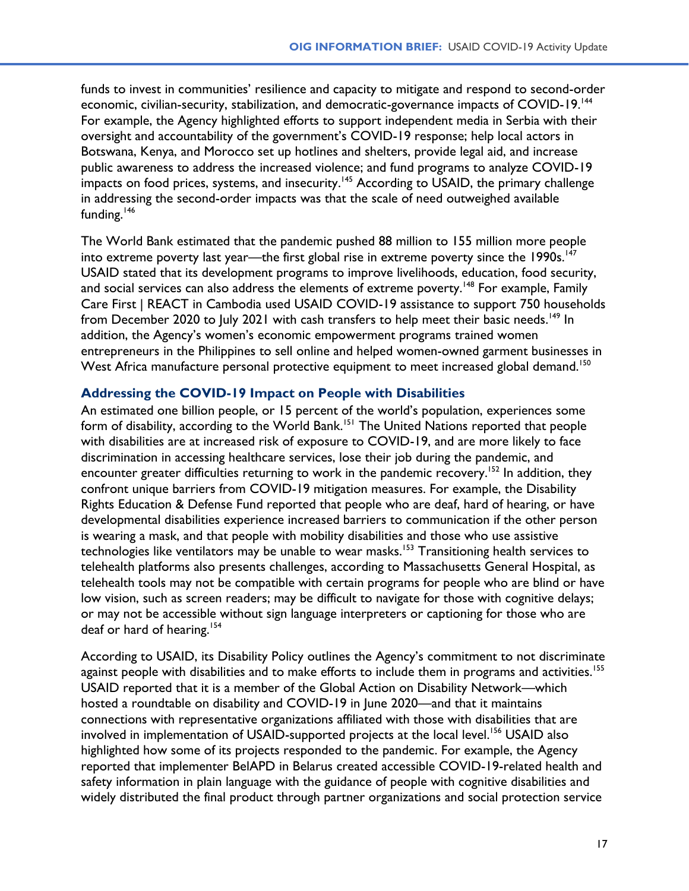funds to invest in communities' resilience and capacity to mitigate and respond to second-order economic, civilian-security, stabilization, and democratic-governance impacts of COVID-19.[144] For example, the Agency highlighted efforts to support independent media in Serbia with their oversight and accountability of the government's COVID-19 response; help local actors in Botswana, Kenya, and Morocco set up hotlines and shelters, provide legal aid, and increase public awareness to address the increased violence; and fund programs to analyze COVID-19 impacts on food prices, systems, and insecurity.[145] According to USAID, the primary challenge in addressing the second-order impacts was that the scale of need outweighed available funding.[146]

The World Bank estimated that the pandemic pushed 88 million to 155 million more people into extreme poverty last year—the first global rise in extreme poverty since the 1990s.[147] USAID stated that its development programs to improve livelihoods, education, food security, and social services can also address the elements of extreme poverty.[148] For example, Family Care First | REACT in Cambodia used USAID COVID-19 assistance to support 750 households from December 2020 to July 2021 with cash transfers to help meet their basic needs.[149] In addition, the Agency's women's economic empowerment programs trained women entrepreneurs in the Philippines to sell online and helped women-owned garment businesses in West Africa manufacture personal protective equipment to meet increased global demand.[150]

### Addressing the COVID-19 Impact on People with Disabilities

An estimated one billion people, or 15 percent of the world's population, experiences some form of disability, according to the World Bank.[151] The United Nations reported that people with disabilities are at increased risk of exposure to COVID-19, and are more likely to face discrimination in accessing healthcare services, lose their job during the pandemic, and encounter greater difficulties returning to work in the pandemic recovery.[152] In addition, they confront unique barriers from COVID-19 mitigation measures. For example, the Disability Rights Education & Defense Fund reported that people who are deaf, hard of hearing, or have developmental disabilities experience increased barriers to communication if the other person is wearing a mask, and that people with mobility disabilities and those who use assistive technologies like ventilators may be unable to wear masks.[153] Transitioning health services to telehealth platforms also presents challenges, according to Massachusetts General Hospital, as telehealth tools may not be compatible with certain programs for people who are blind or have low vision, such as screen readers; may be difficult to navigate for those with cognitive delays; or may not be accessible without sign language interpreters or captioning for those who are deaf or hard of hearing.[154]

According to USAID, its Disability Policy outlines the Agency's commitment to not discriminate against people with disabilities and to make efforts to include them in programs and activities.[155] USAID reported that it is a member of the Global Action on Disability Network—which hosted a roundtable on disability and COVID-19 in June 2020—and that it maintains connections with representative organizations affiliated with those with disabilities that are involved in implementation of USAID-supported projects at the local level.[156] USAID also highlighted how some of its projects responded to the pandemic. For example, the Agency reported that implementer BelAPD in Belarus created accessible COVID-19-related health and safety information in plain language with the guidance of people with cognitive disabilities and widely distributed the final product through partner organizations and social protection service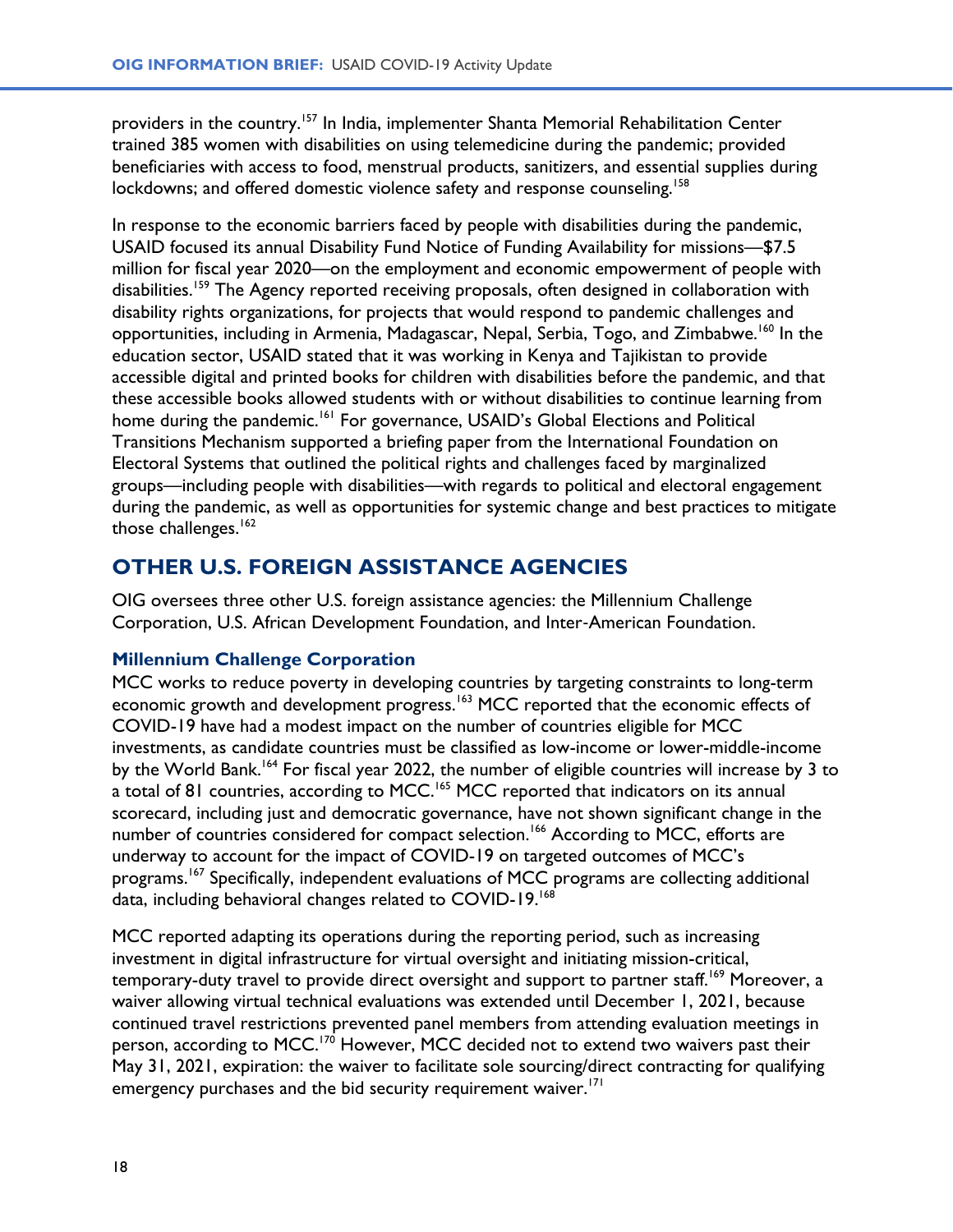providers in the country.[157] In India, implementer Shanta Memorial Rehabilitation Center trained 385 women with disabilities on using telemedicine during the pandemic; provided beneficiaries with access to food, menstrual products, sanitizers, and essential supplies during lockdowns; and offered domestic violence safety and response counseling.[158]

In response to the economic barriers faced by people with disabilities during the pandemic, USAID focused its annual Disability Fund Notice of Funding Availability for missions—$7.5 million for fiscal year 2020—on the employment and economic empowerment of people with disabilities.[159] The Agency reported receiving proposals, often designed in collaboration with disability rights organizations, for projects that would respond to pandemic challenges and opportunities, including in Armenia, Madagascar, Nepal, Serbia, Togo, and Zimbabwe.[160] In the education sector, USAID stated that it was working in Kenya and Tajikistan to provide accessible digital and printed books for children with disabilities before the pandemic, and that these accessible books allowed students with or without disabilities to continue learning from home during the pandemic.[161] For governance, USAID's Global Elections and Political Transitions Mechanism supported a briefing paper from the International Foundation on Electoral Systems that outlined the political rights and challenges faced by marginalized groups—including people with disabilities—with regards to political and electoral engagement during the pandemic, as well as opportunities for systemic change and best practices to mitigate those challenges.[162]

## OTHER U.S. FOREIGN ASSISTANCE AGENCIES

OIG oversees three other U.S. foreign assistance agencies: the Millennium Challenge Corporation, U.S. African Development Foundation, and Inter-American Foundation.

### Millennium Challenge Corporation

MCC works to reduce poverty in developing countries by targeting constraints to long-term economic growth and development progress.[163] MCC reported that the economic effects of COVID-19 have had a modest impact on the number of countries eligible for MCC investments, as candidate countries must be classified as low-income or lower-middle-income by the World Bank.[164] For fiscal year 2022, the number of eligible countries will increase by 3 to a total of 81 countries, according to MCC.[165] MCC reported that indicators on its annual scorecard, including just and democratic governance, have not shown significant change in the number of countries considered for compact selection.[166] According to MCC, efforts are underway to account for the impact of COVID-19 on targeted outcomes of MCC's programs.[167] Specifically, independent evaluations of MCC programs are collecting additional data, including behavioral changes related to COVID-19.[168]

MCC reported adapting its operations during the reporting period, such as increasing investment in digital infrastructure for virtual oversight and initiating mission-critical, temporary-duty travel to provide direct oversight and support to partner staff.[169] Moreover, a waiver allowing virtual technical evaluations was extended until December 1, 2021, because continued travel restrictions prevented panel members from attending evaluation meetings in person, according to MCC.[170] However, MCC decided not to extend two waivers past their May 31, 2021, expiration: the waiver to facilitate sole sourcing/direct contracting for qualifying emergency purchases and the bid security requirement waiver.[171]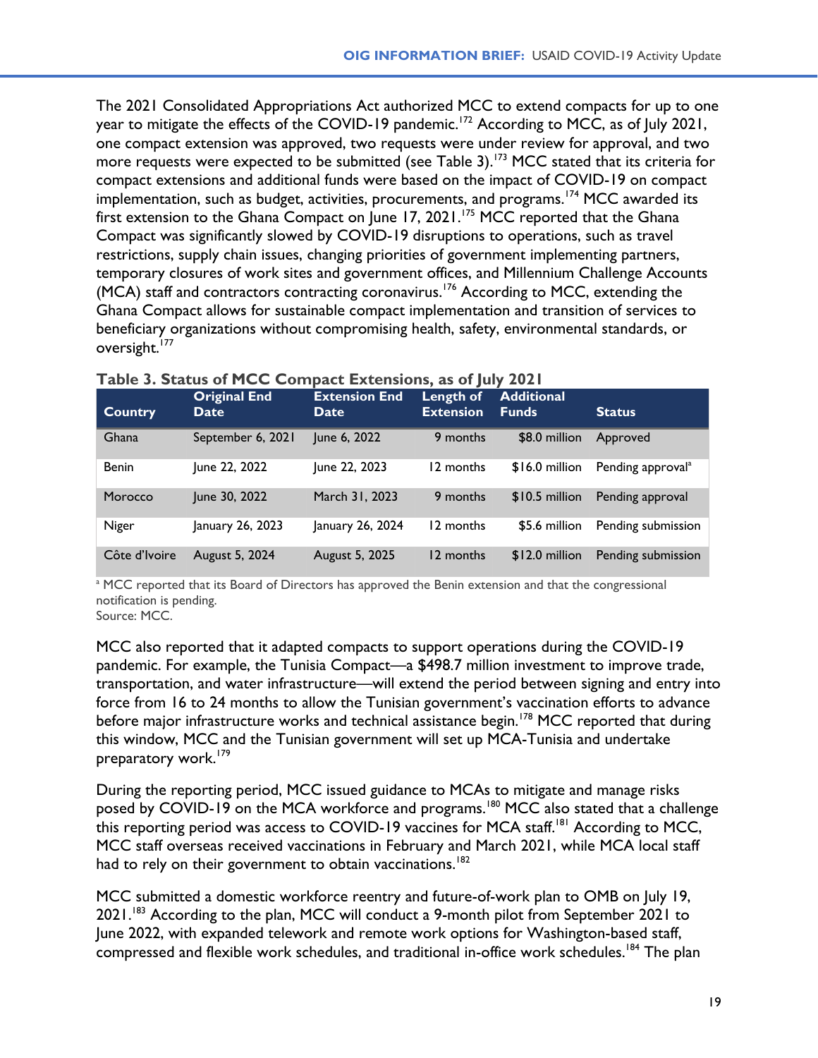The 2021 Consolidated Appropriations Act authorized MCC to extend compacts for up to one year to mitigate the effects of the COVID-19 pandemic.[172] According to MCC, as of July 2021, one compact extension was approved, two requests were under review for approval, and two more requests were expected to be submitted (see Table 3).[173] MCC stated that its criteria for compact extensions and additional funds were based on the impact of COVID-19 on compact implementation, such as budget, activities, procurements, and programs.[174] MCC awarded its first extension to the Ghana Compact on June 17, 2021.[175] MCC reported that the Ghana Compact was significantly slowed by COVID-19 disruptions to operations, such as travel restrictions, supply chain issues, changing priorities of government implementing partners, temporary closures of work sites and government offices, and Millennium Challenge Accounts (MCA) staff and contractors contracting coronavirus.[176] According to MCC, extending the Ghana Compact allows for sustainable compact implementation and transition of services to beneficiary organizations without compromising health, safety, environmental standards, or oversight.[177]

**Table 3. Status of MCC Compact Extensions, as of July 2021**

| Country | Original End Date | Extension End Date | Length of Extension | Additional Funds | Status |
|---|---|---|---|---|---|
| Ghana | September 6, 2021 | June 6, 2022 | 9 months | $8.0 million | Approved |
| Benin | June 22, 2022 | June 22, 2023 | 12 months | $16.0 million | Pending approval[a] |
| Morocco | June 30, 2022 | March 31, 2023 | 9 months | $10.5 million | Pending approval |
| Niger | January 26, 2023 | January 26, 2024 | 12 months | $5.6 million | Pending submission |
| Côte d'Ivoire | August 5, 2024 | August 5, 2025 | 12 months | $12.0 million | Pending submission |

[a] MCC reported that its Board of Directors has approved the Benin extension and that the congressional notification is pending.
Source: MCC.

MCC also reported that it adapted compacts to support operations during the COVID-19 pandemic. For example, the Tunisia Compact—a $498.7 million investment to improve trade, transportation, and water infrastructure—will extend the period between signing and entry into force from 16 to 24 months to allow the Tunisian government's vaccination efforts to advance before major infrastructure works and technical assistance begin.[178] MCC reported that during this window, MCC and the Tunisian government will set up MCA-Tunisia and undertake preparatory work.[179]

During the reporting period, MCC issued guidance to MCAs to mitigate and manage risks posed by COVID-19 on the MCA workforce and programs.[180] MCC also stated that a challenge this reporting period was access to COVID-19 vaccines for MCA staff.[181] According to MCC, MCC staff overseas received vaccinations in February and March 2021, while MCA local staff had to rely on their government to obtain vaccinations.[182]

MCC submitted a domestic workforce reentry and future-of-work plan to OMB on July 19, 2021.[183] According to the plan, MCC will conduct a 9-month pilot from September 2021 to June 2022, with expanded telework and remote work options for Washington-based staff, compressed and flexible work schedules, and traditional in-office work schedules.[184] The plan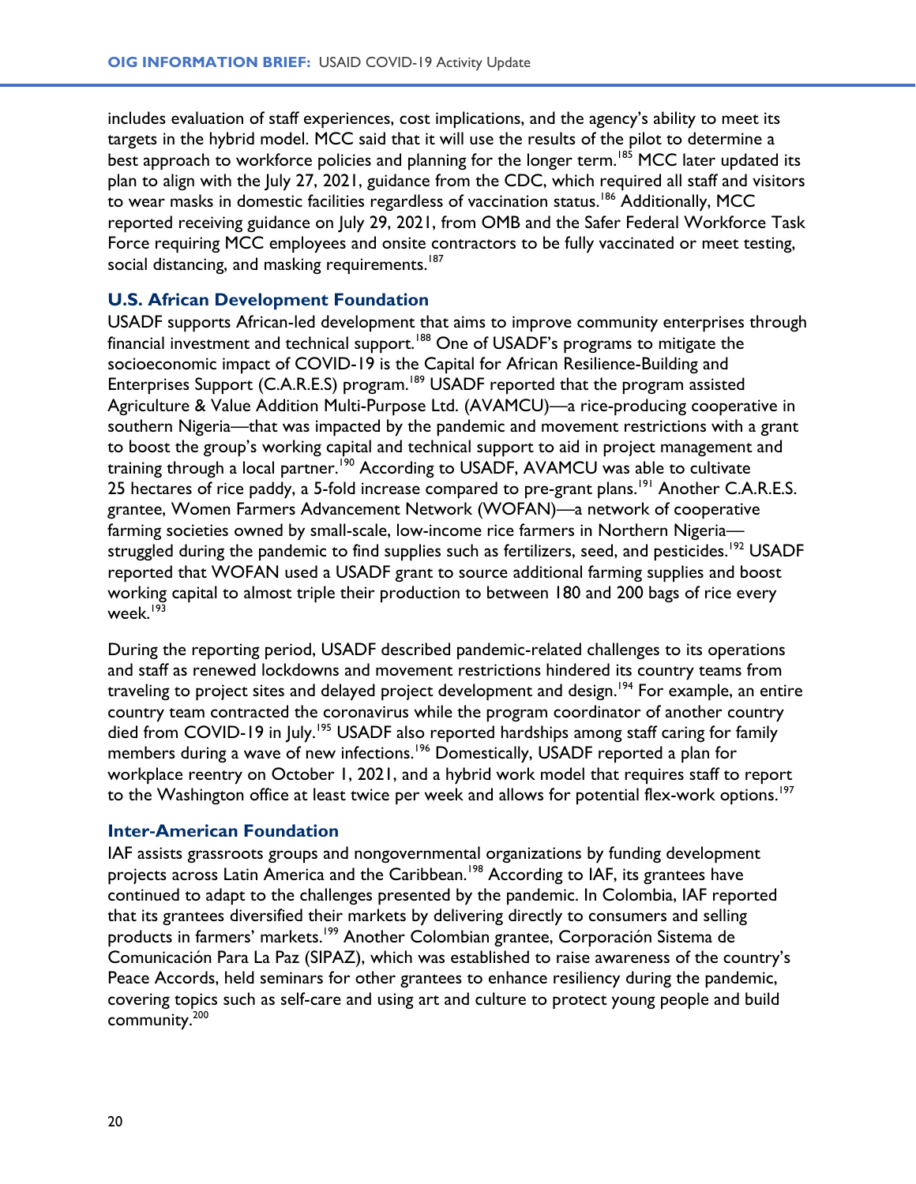includes evaluation of staff experiences, cost implications, and the agency's ability to meet its targets in the hybrid model. MCC said that it will use the results of the pilot to determine a best approach to workforce policies and planning for the longer term.[185] MCC later updated its plan to align with the July 27, 2021, guidance from the CDC, which required all staff and visitors to wear masks in domestic facilities regardless of vaccination status.[186] Additionally, MCC reported receiving guidance on July 29, 2021, from OMB and the Safer Federal Workforce Task Force requiring MCC employees and onsite contractors to be fully vaccinated or meet testing, social distancing, and masking requirements.[187]

### U.S. African Development Foundation

USADF supports African-led development that aims to improve community enterprises through financial investment and technical support.[188] One of USADF's programs to mitigate the socioeconomic impact of COVID-19 is the Capital for African Resilience-Building and Enterprises Support (C.A.R.E.S) program.[189] USADF reported that the program assisted Agriculture & Value Addition Multi-Purpose Ltd. (AVAMCU)—a rice-producing cooperative in southern Nigeria—that was impacted by the pandemic and movement restrictions with a grant to boost the group's working capital and technical support to aid in project management and training through a local partner.[190] According to USADF, AVAMCU was able to cultivate 25 hectares of rice paddy, a 5-fold increase compared to pre-grant plans.[191] Another C.A.R.E.S. grantee, Women Farmers Advancement Network (WOFAN)—a network of cooperative farming societies owned by small-scale, low-income rice farmers in Northern Nigeria—struggled during the pandemic to find supplies such as fertilizers, seed, and pesticides.[192] USADF reported that WOFAN used a USADF grant to source additional farming supplies and boost working capital to almost triple their production to between 180 and 200 bags of rice every week.[193]

During the reporting period, USADF described pandemic-related challenges to its operations and staff as renewed lockdowns and movement restrictions hindered its country teams from traveling to project sites and delayed project development and design.[194] For example, an entire country team contracted the coronavirus while the program coordinator of another country died from COVID-19 in July.[195] USADF also reported hardships among staff caring for family members during a wave of new infections.[196] Domestically, USADF reported a plan for workplace reentry on October 1, 2021, and a hybrid work model that requires staff to report to the Washington office at least twice per week and allows for potential flex-work options.[197]

### Inter-American Foundation

IAF assists grassroots groups and nongovernmental organizations by funding development projects across Latin America and the Caribbean.[198] According to IAF, its grantees have continued to adapt to the challenges presented by the pandemic. In Colombia, IAF reported that its grantees diversified their markets by delivering directly to consumers and selling products in farmers' markets.[199] Another Colombian grantee, Corporación Sistema de Comunicación Para La Paz (SIPAZ), which was established to raise awareness of the country's Peace Accords, held seminars for other grantees to enhance resiliency during the pandemic, covering topics such as self-care and using art and culture to protect young people and build community.[200]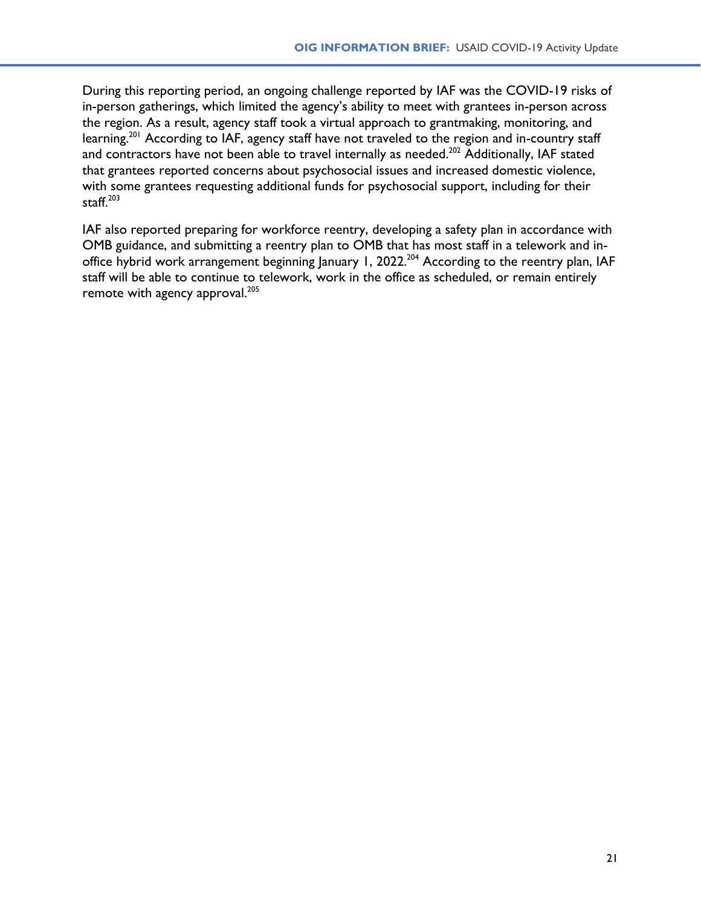During this reporting period, an ongoing challenge reported by IAF was the COVID-19 risks of in-person gatherings, which limited the agency's ability to meet with grantees in-person across the region. As a result, agency staff took a virtual approach to grantmaking, monitoring, and learning.[201] According to IAF, agency staff have not traveled to the region and in-country staff and contractors have not been able to travel internally as needed.[202] Additionally, IAF stated that grantees reported concerns about psychosocial issues and increased domestic violence, with some grantees requesting additional funds for psychosocial support, including for their staff.[203]

IAF also reported preparing for workforce reentry, developing a safety plan in accordance with OMB guidance, and submitting a reentry plan to OMB that has most staff in a telework and in-office hybrid work arrangement beginning January 1, 2022.[204] According to the reentry plan, IAF staff will be able to continue to telework, work in the office as scheduled, or remain entirely remote with agency approval.[205]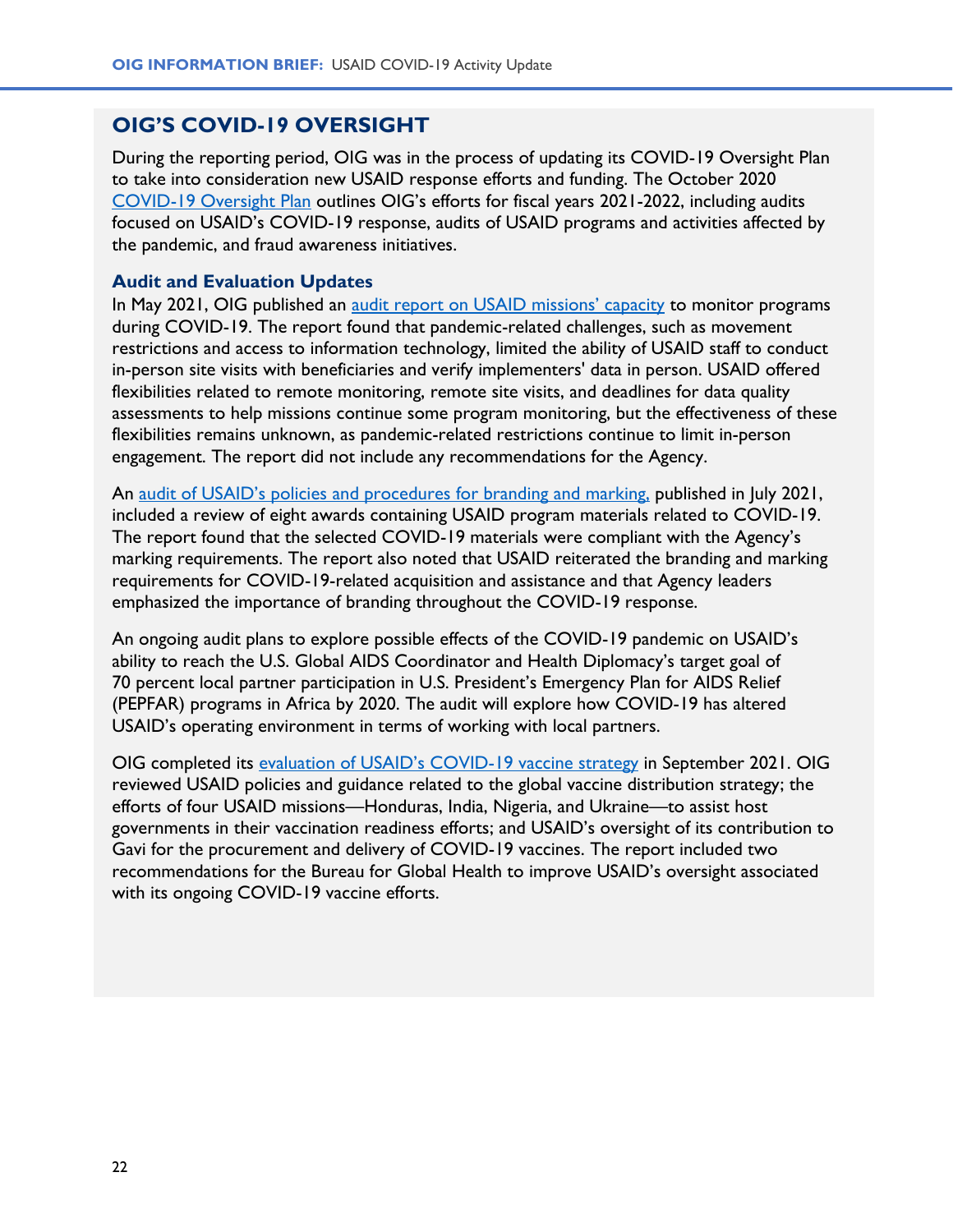## OIG'S COVID-19 OVERSIGHT

During the reporting period, OIG was in the process of updating its COVID-19 Oversight Plan to take into consideration new USAID response efforts and funding. The October 2020 COVID-19 Oversight Plan outlines OIG's efforts for fiscal years 2021-2022, including audits focused on USAID's COVID-19 response, audits of USAID programs and activities affected by the pandemic, and fraud awareness initiatives.

### Audit and Evaluation Updates

In May 2021, OIG published an audit report on USAID missions' capacity to monitor programs during COVID-19. The report found that pandemic-related challenges, such as movement restrictions and access to information technology, limited the ability of USAID staff to conduct in-person site visits with beneficiaries and verify implementers' data in person. USAID offered flexibilities related to remote monitoring, remote site visits, and deadlines for data quality assessments to help missions continue some program monitoring, but the effectiveness of these flexibilities remains unknown, as pandemic-related restrictions continue to limit in-person engagement. The report did not include any recommendations for the Agency.

An audit of USAID's policies and procedures for branding and marking, published in July 2021, included a review of eight awards containing USAID program materials related to COVID-19. The report found that the selected COVID-19 materials were compliant with the Agency's marking requirements. The report also noted that USAID reiterated the branding and marking requirements for COVID-19-related acquisition and assistance and that Agency leaders emphasized the importance of branding throughout the COVID-19 response.

An ongoing audit plans to explore possible effects of the COVID-19 pandemic on USAID's ability to reach the U.S. Global AIDS Coordinator and Health Diplomacy's target goal of 70 percent local partner participation in U.S. President's Emergency Plan for AIDS Relief (PEPFAR) programs in Africa by 2020. The audit will explore how COVID-19 has altered USAID's operating environment in terms of working with local partners.

OIG completed its evaluation of USAID's COVID-19 vaccine strategy in September 2021. OIG reviewed USAID policies and guidance related to the global vaccine distribution strategy; the efforts of four USAID missions—Honduras, India, Nigeria, and Ukraine—to assist host governments in their vaccination readiness efforts; and USAID's oversight of its contribution to Gavi for the procurement and delivery of COVID-19 vaccines. The report included two recommendations for the Bureau for Global Health to improve USAID's oversight associated with its ongoing COVID-19 vaccine efforts.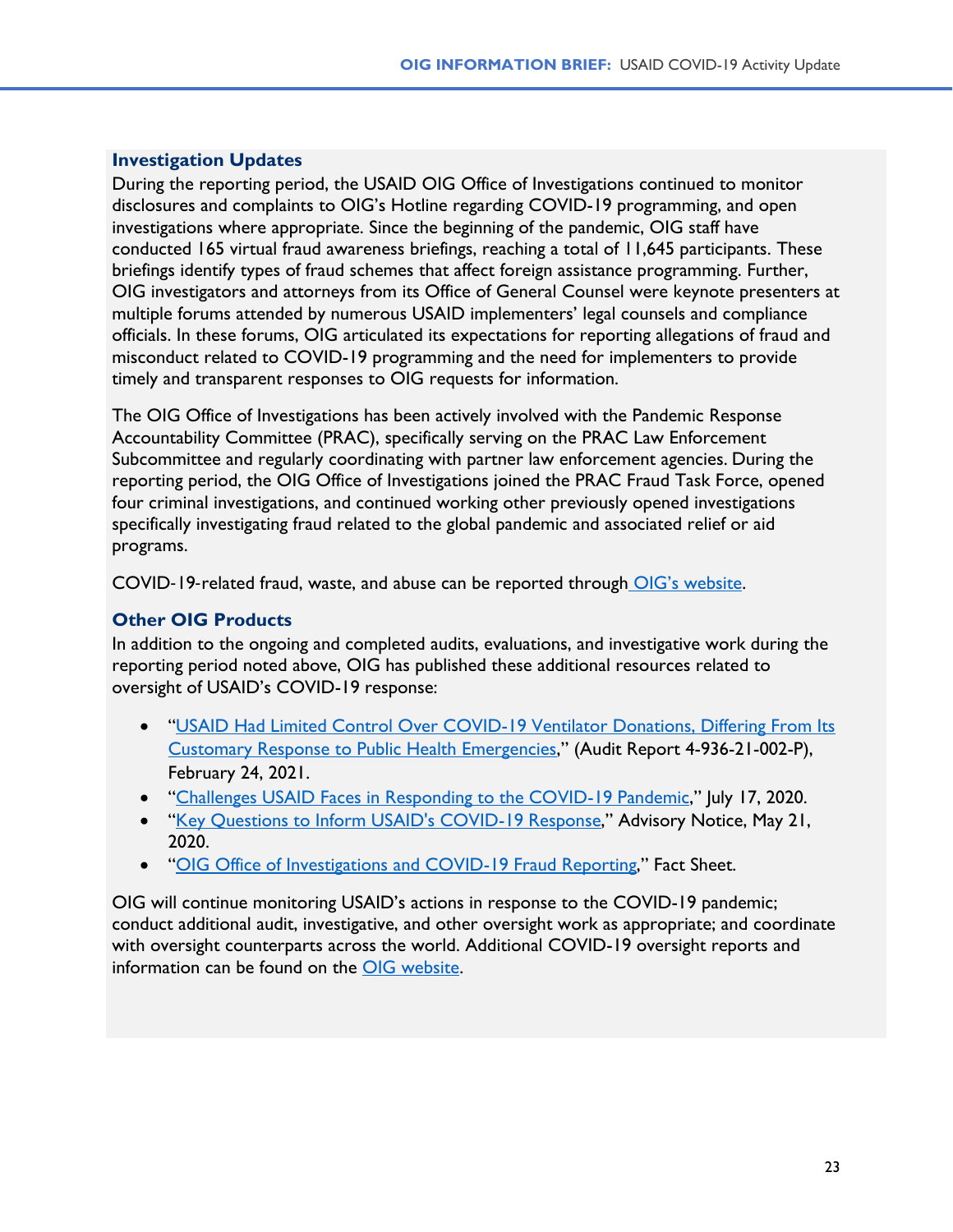### Investigation Updates

During the reporting period, the USAID OIG Office of Investigations continued to monitor disclosures and complaints to OIG's Hotline regarding COVID-19 programming, and open investigations where appropriate. Since the beginning of the pandemic, OIG staff have conducted 165 virtual fraud awareness briefings, reaching a total of 11,645 participants. These briefings identify types of fraud schemes that affect foreign assistance programming. Further, OIG investigators and attorneys from its Office of General Counsel were keynote presenters at multiple forums attended by numerous USAID implementers' legal counsels and compliance officials. In these forums, OIG articulated its expectations for reporting allegations of fraud and misconduct related to COVID-19 programming and the need for implementers to provide timely and transparent responses to OIG requests for information.

The OIG Office of Investigations has been actively involved with the Pandemic Response Accountability Committee (PRAC), specifically serving on the PRAC Law Enforcement Subcommittee and regularly coordinating with partner law enforcement agencies. During the reporting period, the OIG Office of Investigations joined the PRAC Fraud Task Force, opened four criminal investigations, and continued working other previously opened investigations specifically investigating fraud related to the global pandemic and associated relief or aid programs.

COVID-19-related fraud, waste, and abuse can be reported through OIG's website.

### Other OIG Products

In addition to the ongoing and completed audits, evaluations, and investigative work during the reporting period noted above, OIG has published these additional resources related to oversight of USAID's COVID-19 response:

- "USAID Had Limited Control Over COVID-19 Ventilator Donations, Differing From Its Customary Response to Public Health Emergencies," (Audit Report 4-936-21-002-P), February 24, 2021.
- "Challenges USAID Faces in Responding to the COVID-19 Pandemic," July 17, 2020.
- "Key Questions to Inform USAID's COVID-19 Response," Advisory Notice, May 21, 2020.
- "OIG Office of Investigations and COVID-19 Fraud Reporting," Fact Sheet.

OIG will continue monitoring USAID's actions in response to the COVID-19 pandemic; conduct additional audit, investigative, and other oversight work as appropriate; and coordinate with oversight counterparts across the world. Additional COVID-19 oversight reports and information can be found on the OIG website.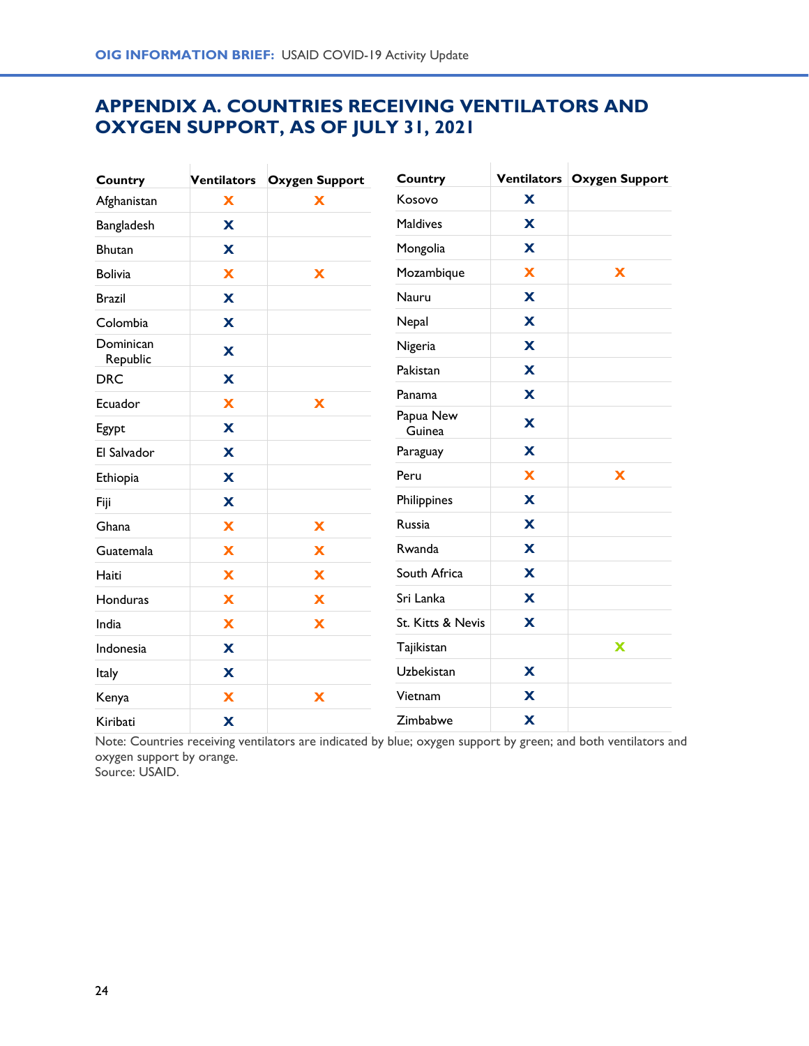## APPENDIX A. COUNTRIES RECEIVING VENTILATORS AND OXYGEN SUPPORT, AS OF JULY 31, 2021

| Country | Ventilators | Oxygen Support |
|---|---|---|
| Afghanistan | X | X |
| Bangladesh | X | |
| Bhutan | X | |
| Bolivia | X | X |
| Brazil | X | |
| Colombia | X | |
| Dominican Republic | X | |
| DRC | X | |
| Ecuador | X | X |
| Egypt | X | |
| El Salvador | X | |
| Ethiopia | X | |
| Fiji | X | |
| Ghana | X | X |
| Guatemala | X | X |
| Haiti | X | X |
| Honduras | X | X |
| India | X | X |
| Indonesia | X | |
| Italy | X | |
| Kenya | X | X |
| Kiribati | X | |
| Kosovo | X | |
| Maldives | X | |
| Mongolia | X | |
| Mozambique | X | X |
| Nauru | X | |
| Nepal | X | |
| Nigeria | X | |
| Pakistan | X | |
| Panama | X | |
| Papua New Guinea | X | |
| Paraguay | X | |
| Peru | X | X |
| Philippines | X | |
| Russia | X | |
| Rwanda | X | |
| South Africa | X | |
| Sri Lanka | X | |
| St. Kitts & Nevis | X | |
| Tajikistan | | X |
| Uzbekistan | X | |
| Vietnam | X | |
| Zimbabwe | X | |

Note: Countries receiving ventilators are indicated by blue; oxygen support by green; and both ventilators and oxygen support by orange.
Source: USAID.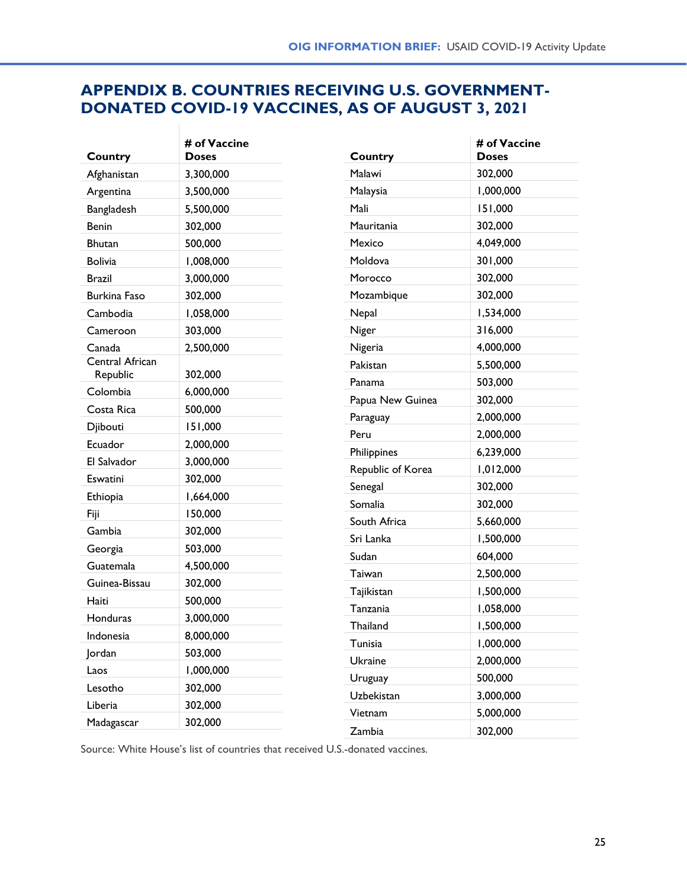## APPENDIX B. COUNTRIES RECEIVING U.S. GOVERNMENT-DONATED COVID-19 VACCINES, AS OF AUGUST 3, 2021

| Country | # of Vaccine Doses |
|---|---|
| Afghanistan | 3,300,000 |
| Argentina | 3,500,000 |
| Bangladesh | 5,500,000 |
| Benin | 302,000 |
| Bhutan | 500,000 |
| Bolivia | 1,008,000 |
| Brazil | 3,000,000 |
| Burkina Faso | 302,000 |
| Cambodia | 1,058,000 |
| Cameroon | 303,000 |
| Canada | 2,500,000 |
| Central African Republic | 302,000 |
| Colombia | 6,000,000 |
| Costa Rica | 500,000 |
| Djibouti | 151,000 |
| Ecuador | 2,000,000 |
| El Salvador | 3,000,000 |
| Eswatini | 302,000 |
| Ethiopia | 1,664,000 |
| Fiji | 150,000 |
| Gambia | 302,000 |
| Georgia | 503,000 |
| Guatemala | 4,500,000 |
| Guinea-Bissau | 302,000 |
| Haiti | 500,000 |
| Honduras | 3,000,000 |
| Indonesia | 8,000,000 |
| Jordan | 503,000 |
| Laos | 1,000,000 |
| Lesotho | 302,000 |
| Liberia | 302,000 |
| Madagascar | 302,000 |
| Malawi | 302,000 |
| Malaysia | 1,000,000 |
| Mali | 151,000 |
| Mauritania | 302,000 |
| Mexico | 4,049,000 |
| Moldova | 301,000 |
| Morocco | 302,000 |
| Mozambique | 302,000 |
| Nepal | 1,534,000 |
| Niger | 316,000 |
| Nigeria | 4,000,000 |
| Pakistan | 5,500,000 |
| Panama | 503,000 |
| Papua New Guinea | 302,000 |
| Paraguay | 2,000,000 |
| Peru | 2,000,000 |
| Philippines | 6,239,000 |
| Republic of Korea | 1,012,000 |
| Senegal | 302,000 |
| Somalia | 302,000 |
| South Africa | 5,660,000 |
| Sri Lanka | 1,500,000 |
| Sudan | 604,000 |
| Taiwan | 2,500,000 |
| Tajikistan | 1,500,000 |
| Tanzania | 1,058,000 |
| Thailand | 1,500,000 |
| Tunisia | 1,000,000 |
| Ukraine | 2,000,000 |
| Uruguay | 500,000 |
| Uzbekistan | 3,000,000 |
| Vietnam | 5,000,000 |
| Zambia | 302,000 |

Source: White House's list of countries that received U.S.-donated vaccines.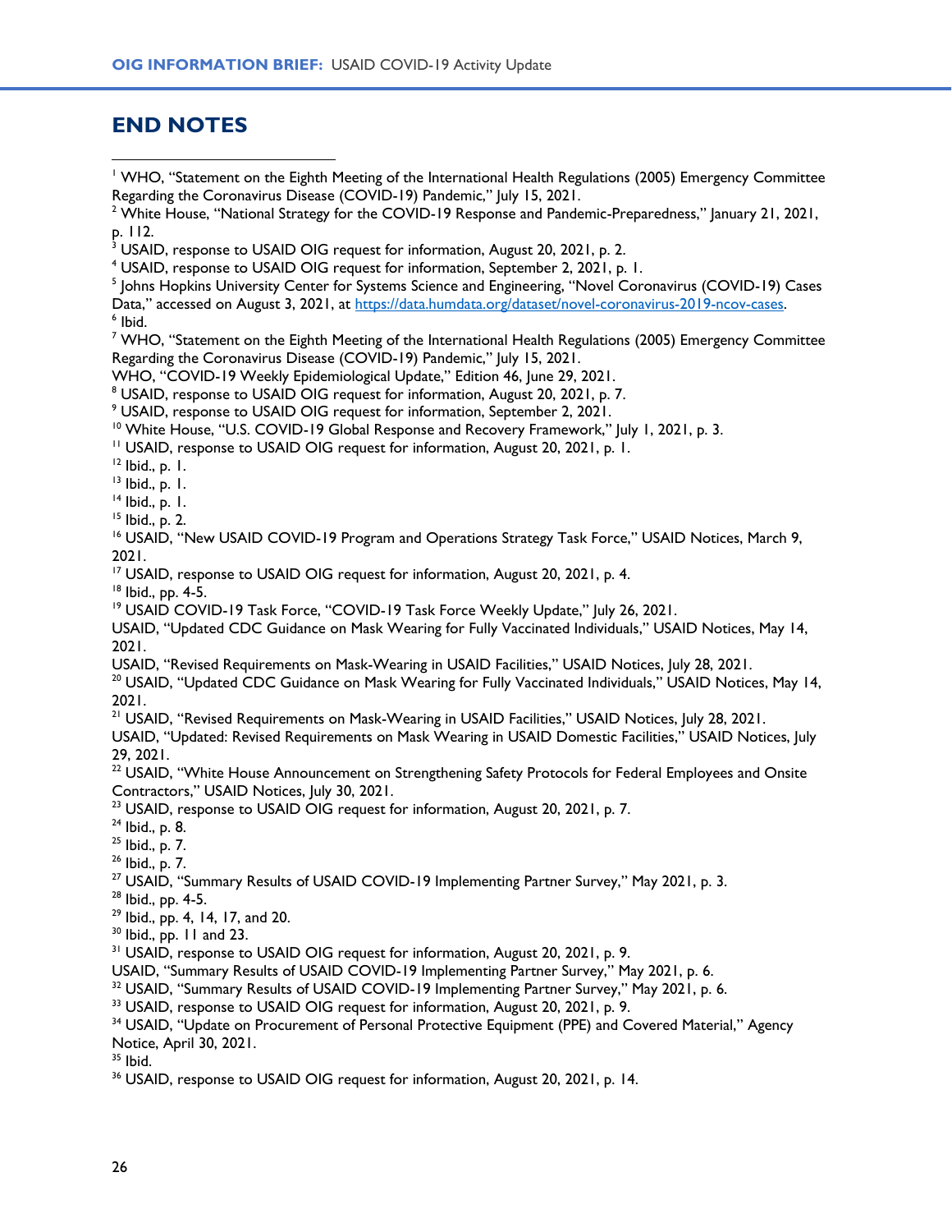## END NOTES

[1] WHO, "Statement on the Eighth Meeting of the International Health Regulations (2005) Emergency Committee Regarding the Coronavirus Disease (COVID-19) Pandemic," July 15, 2021.

[2] White House, "National Strategy for the COVID-19 Response and Pandemic-Preparedness," January 21, 2021, p. 112.

[3] USAID, response to USAID OIG request for information, August 20, 2021, p. 2.

[4] USAID, response to USAID OIG request for information, September 2, 2021, p. 1.

[5] Johns Hopkins University Center for Systems Science and Engineering, "Novel Coronavirus (COVID-19) Cases Data," accessed on August 3, 2021, at https://data.humdata.org/dataset/novel-coronavirus-2019-ncov-cases.

[6] Ibid.

[7] WHO, "Statement on the Eighth Meeting of the International Health Regulations (2005) Emergency Committee Regarding the Coronavirus Disease (COVID-19) Pandemic," July 15, 2021.
WHO, "COVID-19 Weekly Epidemiological Update," Edition 46, June 29, 2021.

[8] USAID, response to USAID OIG request for information, August 20, 2021, p. 7.

[9] USAID, response to USAID OIG request for information, September 2, 2021.

[10] White House, "U.S. COVID-19 Global Response and Recovery Framework," July 1, 2021, p. 3.

[11] USAID, response to USAID OIG request for information, August 20, 2021, p. 1.

[12] Ibid., p. 1.

[13] Ibid., p. 1.

[14] Ibid., p. 1.

[15] Ibid., p. 2.

[16] USAID, "New USAID COVID-19 Program and Operations Strategy Task Force," USAID Notices, March 9, 2021.

[17] USAID, response to USAID OIG request for information, August 20, 2021, p. 4.

[18] Ibid., pp. 4-5.

[19] USAID COVID-19 Task Force, "COVID-19 Task Force Weekly Update," July 26, 2021.
USAID, "Updated CDC Guidance on Mask Wearing for Fully Vaccinated Individuals," USAID Notices, May 14, 2021.
USAID, "Revised Requirements on Mask-Wearing in USAID Facilities," USAID Notices, July 28, 2021.

[20] USAID, "Updated CDC Guidance on Mask Wearing for Fully Vaccinated Individuals," USAID Notices, May 14, 2021.

[21] USAID, "Revised Requirements on Mask-Wearing in USAID Facilities," USAID Notices, July 28, 2021.
USAID, "Updated: Revised Requirements on Mask Wearing in USAID Domestic Facilities," USAID Notices, July 29, 2021.

[22] USAID, "White House Announcement on Strengthening Safety Protocols for Federal Employees and Onsite Contractors," USAID Notices, July 30, 2021.

[23] USAID, response to USAID OIG request for information, August 20, 2021, p. 7.

[24] Ibid., p. 8.

[25] Ibid., p. 7.

[26] Ibid., p. 7.

[27] USAID, "Summary Results of USAID COVID-19 Implementing Partner Survey," May 2021, p. 3.

[28] Ibid., pp. 4-5.

[29] Ibid., pp. 4, 14, 17, and 20.

[30] Ibid., pp. 11 and 23.

[31] USAID, response to USAID OIG request for information, August 20, 2021, p. 9.
USAID, "Summary Results of USAID COVID-19 Implementing Partner Survey," May 2021, p. 6.

[32] USAID, "Summary Results of USAID COVID-19 Implementing Partner Survey," May 2021, p. 6.

[33] USAID, response to USAID OIG request for information, August 20, 2021, p. 9.

[34] USAID, "Update on Procurement of Personal Protective Equipment (PPE) and Covered Material," Agency Notice, April 30, 2021.

[35] Ibid.

[36] USAID, response to USAID OIG request for information, August 20, 2021, p. 14.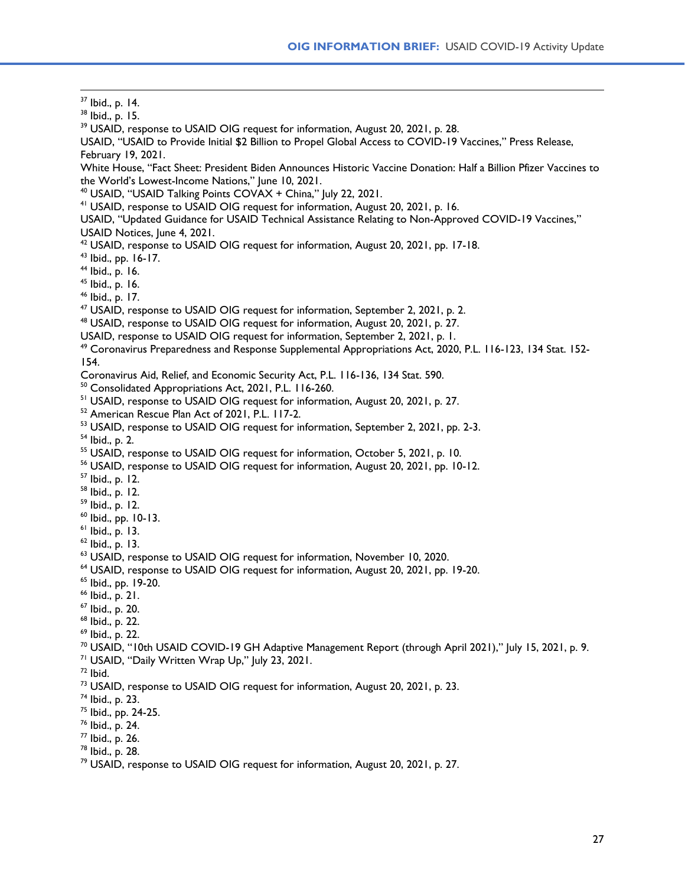[37] Ibid., p. 14.

[38] Ibid., p. 15.

[39] USAID, response to USAID OIG request for information, August 20, 2021, p. 28.
USAID, "USAID to Provide Initial $2 Billion to Propel Global Access to COVID-19 Vaccines," Press Release, February 19, 2021.
White House, "Fact Sheet: President Biden Announces Historic Vaccine Donation: Half a Billion Pfizer Vaccines to the World's Lowest-Income Nations," June 10, 2021.

[40] USAID, "USAID Talking Points COVAX + China," July 22, 2021.

[41] USAID, response to USAID OIG request for information, August 20, 2021, p. 16.
USAID, "Updated Guidance for USAID Technical Assistance Relating to Non-Approved COVID-19 Vaccines," USAID Notices, June 4, 2021.

[42] USAID, response to USAID OIG request for information, August 20, 2021, pp. 17-18.

[43] Ibid., pp. 16-17.

[44] Ibid., p. 16.

[45] Ibid., p. 16.

[46] Ibid., p. 17.

[47] USAID, response to USAID OIG request for information, September 2, 2021, p. 2.

[48] USAID, response to USAID OIG request for information, August 20, 2021, p. 27.
USAID, response to USAID OIG request for information, September 2, 2021, p. 1.

[49] Coronavirus Preparedness and Response Supplemental Appropriations Act, 2020, P.L. 116-123, 134 Stat. 152-154.
Coronavirus Aid, Relief, and Economic Security Act, P.L. 116-136, 134 Stat. 590.

[50] Consolidated Appropriations Act, 2021, P.L. 116-260.

[51] USAID, response to USAID OIG request for information, August 20, 2021, p. 27.

[52] American Rescue Plan Act of 2021, P.L. 117-2.

[53] USAID, response to USAID OIG request for information, September 2, 2021, pp. 2-3.

[54] Ibid., p. 2.

[55] USAID, response to USAID OIG request for information, October 5, 2021, p. 10.

[56] USAID, response to USAID OIG request for information, August 20, 2021, pp. 10-12.

[57] Ibid., p. 12.

[58] Ibid., p. 12.

[59] Ibid., p. 12.

[60] Ibid., pp. 10-13.

[61] Ibid., p. 13.

[62] Ibid., p. 13.

[63] USAID, response to USAID OIG request for information, November 10, 2020.

[64] USAID, response to USAID OIG request for information, August 20, 2021, pp. 19-20.

[65] Ibid., pp. 19-20.

[66] Ibid., p. 21.

[67] Ibid., p. 20.

[68] Ibid., p. 22.

[69] Ibid., p. 22.

[70] USAID, "10th USAID COVID-19 GH Adaptive Management Report (through April 2021)," July 15, 2021, p. 9.

[71] USAID, "Daily Written Wrap Up," July 23, 2021.

[72] Ibid.

[73] USAID, response to USAID OIG request for information, August 20, 2021, p. 23.

[74] Ibid., p. 23.

[75] Ibid., pp. 24-25.

[76] Ibid., p. 24.

[77] Ibid., p. 26.

[78] Ibid., p. 28.

[79] USAID, response to USAID OIG request for information, August 20, 2021, p. 27.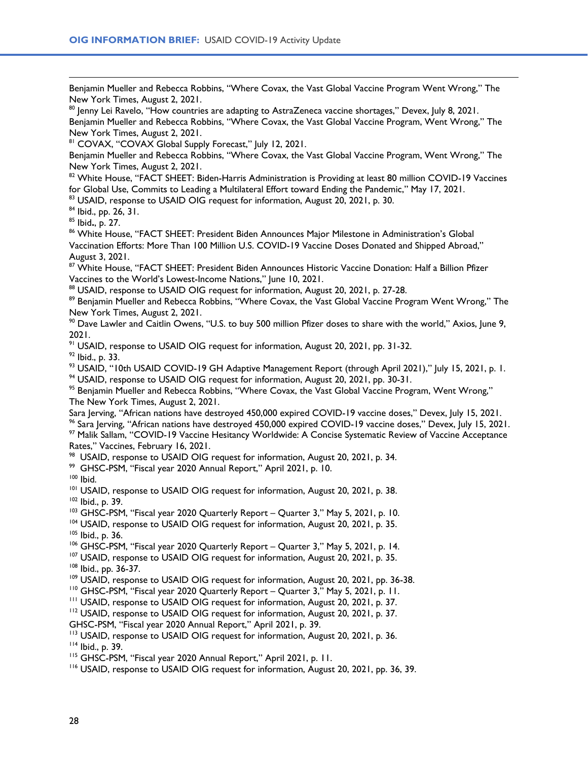Benjamin Mueller and Rebecca Robbins, "Where Covax, the Vast Global Vaccine Program Went Wrong," The New York Times, August 2, 2021.

[80] Jenny Lei Ravelo, "How countries are adapting to AstraZeneca vaccine shortages," Devex, July 8, 2021. Benjamin Mueller and Rebecca Robbins, "Where Covax, the Vast Global Vaccine Program, Went Wrong," The New York Times, August 2, 2021.

[81] COVAX, "COVAX Global Supply Forecast," July 12, 2021. Benjamin Mueller and Rebecca Robbins, "Where Covax, the Vast Global Vaccine Program, Went Wrong," The New York Times, August 2, 2021.

[82] White House, "FACT SHEET: Biden-Harris Administration is Providing at least 80 million COVID-19 Vaccines for Global Use, Commits to Leading a Multilateral Effort toward Ending the Pandemic," May 17, 2021.

[83] USAID, response to USAID OIG request for information, August 20, 2021, p. 30.

[84] Ibid., pp. 26, 31.

[85] Ibid., p. 27.

[86] White House, "FACT SHEET: President Biden Announces Major Milestone in Administration's Global Vaccination Efforts: More Than 100 Million U.S. COVID-19 Vaccine Doses Donated and Shipped Abroad," August 3, 2021.

[87] White House, "FACT SHEET: President Biden Announces Historic Vaccine Donation: Half a Billion Pfizer Vaccines to the World's Lowest-Income Nations," June 10, 2021.

[88] USAID, response to USAID OIG request for information, August 20, 2021, p. 27-28.

[89] Benjamin Mueller and Rebecca Robbins, "Where Covax, the Vast Global Vaccine Program Went Wrong," The New York Times, August 2, 2021.

[90] Dave Lawler and Caitlin Owens, "U.S. to buy 500 million Pfizer doses to share with the world," Axios, June 9, 2021.

[91] USAID, response to USAID OIG request for information, August 20, 2021, pp. 31-32.

[92] Ibid., p. 33.

[93] USAID, "10th USAID COVID-19 GH Adaptive Management Report (through April 2021)," July 15, 2021, p. 1.

[94] USAID, response to USAID OIG request for information, August 20, 2021, pp. 30-31.

[95] Benjamin Mueller and Rebecca Robbins, "Where Covax, the Vast Global Vaccine Program Went Wrong," The New York Times, August 2, 2021. Sara Jerving, "African nations have destroyed 450,000 expired COVID-19 vaccine doses," Devex, July 15, 2021.

[96] Sara Jerving, "African nations have destroyed 450,000 expired COVID-19 vaccine doses," Devex, July 15, 2021.

[97] Malik Sallam, "COVID-19 Vaccine Hesitancy Worldwide: A Concise Systematic Review of Vaccine Acceptance Rates," Vaccines, February 16, 2021.

[98] USAID, response to USAID OIG request for information, August 20, 2021, p. 34.

[99] GHSC-PSM, "Fiscal year 2020 Annual Report," April 2021, p. 10.

[100] Ibid.

[101] USAID, response to USAID OIG request for information, August 20, 2021, p. 38.

[102] Ibid., p. 39.

[103] GHSC-PSM, "Fiscal year 2020 Quarterly Report – Quarter 3," May 5, 2021, p. 10.

[104] USAID, response to USAID OIG request for information, August 20, 2021, p. 35.

[105] Ibid., p. 36.

[106] GHSC-PSM, "Fiscal year 2020 Quarterly Report – Quarter 3," May 5, 2021, p. 14.

[107] USAID, response to USAID OIG request for information, August 20, 2021, p. 35.

[108] Ibid., pp. 36-37.

[109] USAID, response to USAID OIG request for information, August 20, 2021, pp. 36-38.

[110] GHSC-PSM, "Fiscal year 2020 Quarterly Report – Quarter 3," May 5, 2021, p. 11.

[111] USAID, response to USAID OIG request for information, August 20, 2021, p. 37.

[112] USAID, response to USAID OIG request for information, August 20, 2021, p. 37. GHSC-PSM, "Fiscal year 2020 Annual Report," April 2021, p. 39.

[113] USAID, response to USAID OIG request for information, August 20, 2021, p. 36.

[114] Ibid., p. 39.

[115] GHSC-PSM, "Fiscal year 2020 Annual Report," April 2021, p. 11.

[116] USAID, response to USAID OIG request for information, August 20, 2021, pp. 36, 39.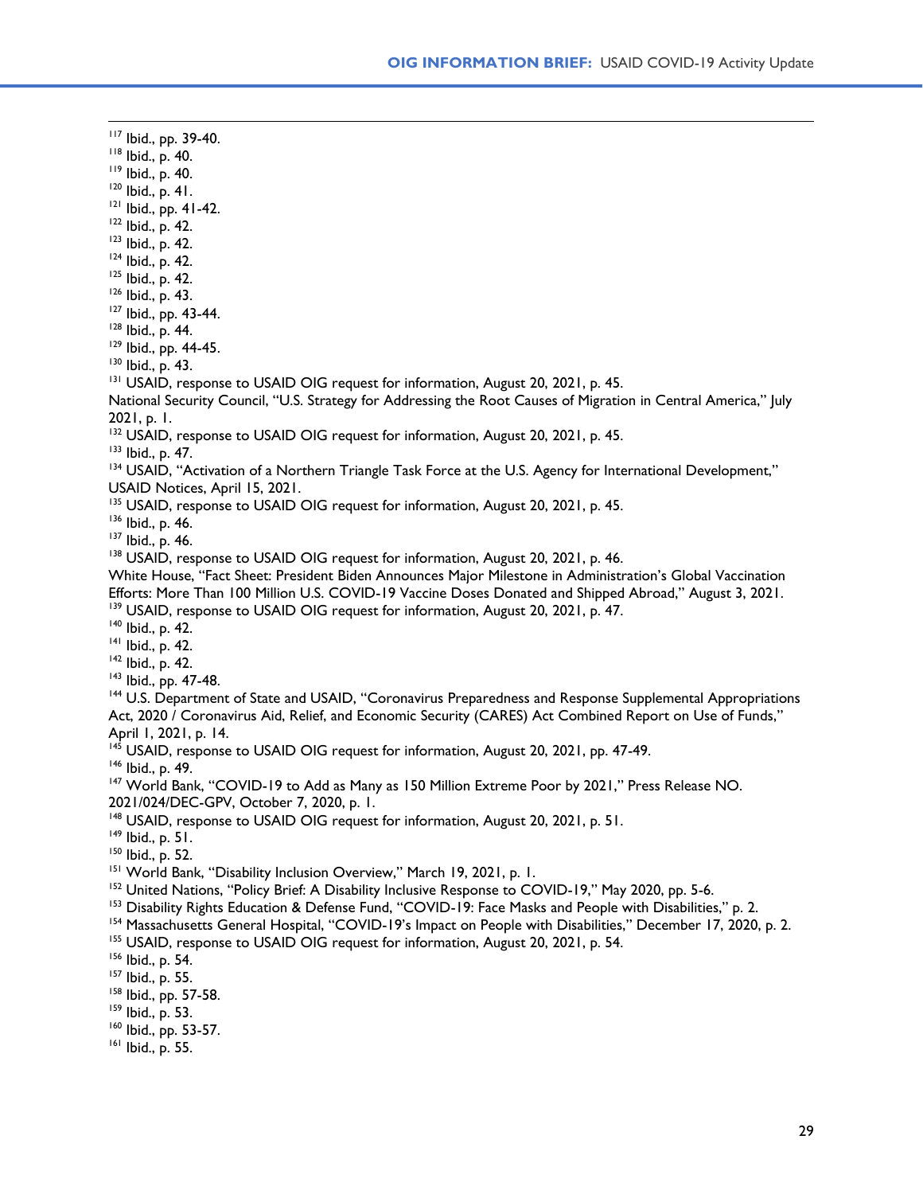[117] Ibid., pp. 39-40.
[118] Ibid., p. 40.
[119] Ibid., p. 40.
[120] Ibid., p. 41.
[121] Ibid., pp. 41-42.
[122] Ibid., p. 42.
[123] Ibid., p. 42.
[124] Ibid., p. 42.
[125] Ibid., p. 42.
[126] Ibid., p. 43.
[127] Ibid., pp. 43-44.
[128] Ibid., p. 44.
[129] Ibid., pp. 44-45.
[130] Ibid., p. 43.
[131] USAID, response to USAID OIG request for information, August 20, 2021, p. 45.
National Security Council, "U.S. Strategy for Addressing the Root Causes of Migration in Central America," July 2021, p. 1.
[132] USAID, response to USAID OIG request for information, August 20, 2021, p. 45.
[133] Ibid., p. 47.
[134] USAID, "Activation of a Northern Triangle Task Force at the U.S. Agency for International Development," USAID Notices, April 15, 2021.
[135] USAID, response to USAID OIG request for information, August 20, 2021, p. 45.
[136] Ibid., p. 46.
[137] Ibid., p. 46.
[138] USAID, response to USAID OIG request for information, August 20, 2021, p. 46.
White House, "Fact Sheet: President Biden Announces Major Milestone in Administration's Global Vaccination Efforts: More Than 100 Million U.S. COVID-19 Vaccine Doses Donated and Shipped Abroad," August 3, 2021.
[139] USAID, response to USAID OIG request for information, August 20, 2021, p. 47.
[140] Ibid., p. 42.
[141] Ibid., p. 42.
[142] Ibid., p. 42.
[143] Ibid., pp. 47-48.
[144] U.S. Department of State and USAID, "Coronavirus Preparedness and Response Supplemental Appropriations Act, 2020 / Coronavirus Aid, Relief, and Economic Security (CARES) Act Combined Report on Use of Funds," April 1, 2021, p. 14.
[145] USAID, response to USAID OIG request for information, August 20, 2021, pp. 47-49.
[146] Ibid., p. 49.
[147] World Bank, "COVID-19 to Add as Many as 150 Million Extreme Poor by 2021," Press Release NO. 2021/024/DEC-GPV, October 7, 2020, p. 1.
[148] USAID, response to USAID OIG request for information, August 20, 2021, p. 51.
[149] Ibid., p. 51.
[150] Ibid., p. 52.
[151] World Bank, "Disability Inclusion Overview," March 19, 2021, p. 1.
[152] United Nations, "Policy Brief: A Disability Inclusive Response to COVID-19," May 2020, pp. 5-6.
[153] Disability Rights Education & Defense Fund, "COVID-19: Face Masks and People with Disabilities," p. 2.
[154] Massachusetts General Hospital, "COVID-19's Impact on People with Disabilities," December 17, 2020, p. 2.
[155] USAID, response to USAID OIG request for information, August 20, 2021, p. 54.
[156] Ibid., p. 54.
[157] Ibid., p. 55.
[158] Ibid., pp. 57-58.
[159] Ibid., p. 53.
[160] Ibid., pp. 53-57.
[161] Ibid., p. 55.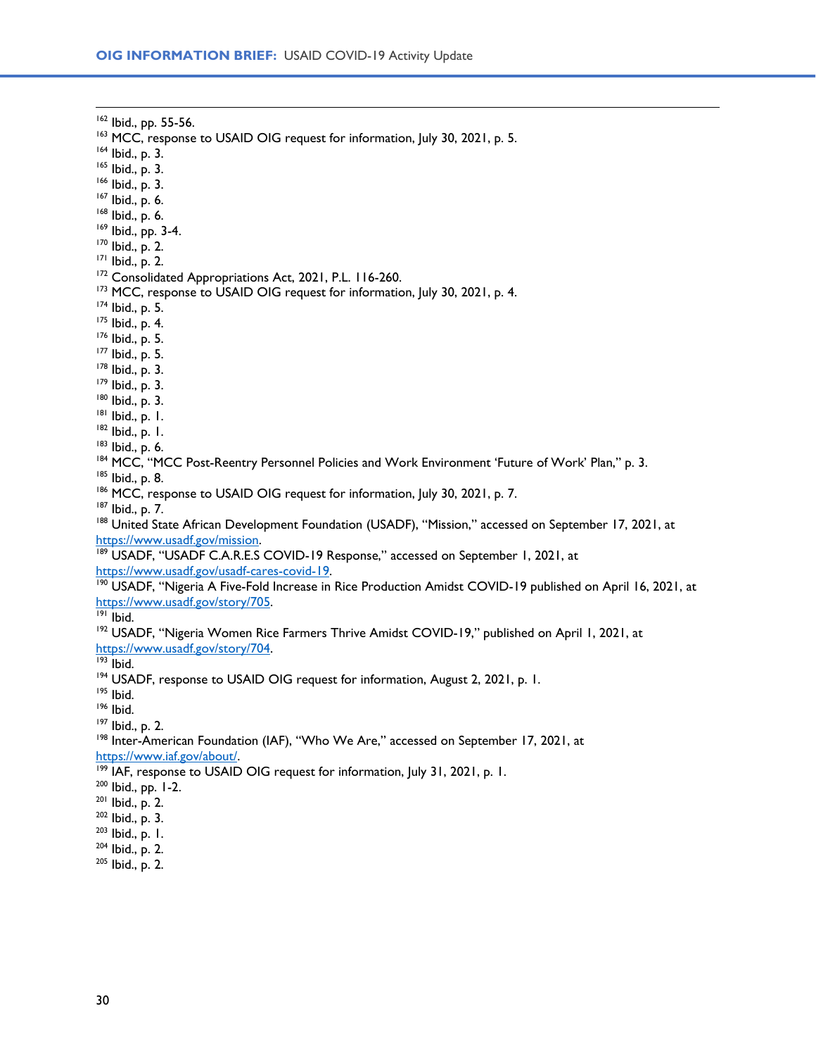[162] Ibid., pp. 55-56.
[163] MCC, response to USAID OIG request for information, July 30, 2021, p. 5.
[164] Ibid., p. 3.
[165] Ibid., p. 3.
[166] Ibid., p. 3.
[167] Ibid., p. 6.
[168] Ibid., p. 6.
[169] Ibid., pp. 3-4.
[170] Ibid., p. 2.
[171] Ibid., p. 2.
[172] Consolidated Appropriations Act, 2021, P.L. 116-260.
[173] MCC, response to USAID OIG request for information, July 30, 2021, p. 4.
[174] Ibid., p. 5.
[175] Ibid., p. 4.
[176] Ibid., p. 5.
[177] Ibid., p. 5.
[178] Ibid., p. 3.
[179] Ibid., p. 3.
[180] Ibid., p. 3.
[181] Ibid., p. 1.
[182] Ibid., p. 1.
[183] Ibid., p. 6.
[184] MCC, "MCC Post-Reentry Personnel Policies and Work Environment 'Future of Work' Plan," p. 3.
[185] Ibid., p. 8.
[186] MCC, response to USAID OIG request for information, July 30, 2021, p. 7.
[187] Ibid., p. 7.
[188] United State African Development Foundation (USADF), "Mission," accessed on September 17, 2021, at https://www.usadf.gov/mission.
[189] USADF, "USADF C.A.R.E.S COVID-19 Response," accessed on September 1, 2021, at https://www.usadf.gov/usadf-cares-covid-19.
[190] USADF, "Nigeria A Five-Fold Increase in Rice Production Amidst COVID-19 published on April 16, 2021, at https://www.usadf.gov/story/705.
[191] Ibid.
[192] USADF, "Nigeria Women Rice Farmers Thrive Amidst COVID-19," published on April 1, 2021, at https://www.usadf.gov/story/704.
[193] Ibid.
[194] USADF, response to USAID OIG request for information, August 2, 2021, p. 1.
[195] Ibid.
[196] Ibid.
[197] Ibid., p. 2.
[198] Inter-American Foundation (IAF), "Who We Are," accessed on September 17, 2021, at https://www.iaf.gov/about/.
[199] IAF, response to USAID OIG request for information, July 31, 2021, p. 1.
[200] Ibid., pp. 1-2.
[201] Ibid., p. 2.
[202] Ibid., p. 3.
[203] Ibid., p. 1.
[204] Ibid., p. 2.
[205] Ibid., p. 2.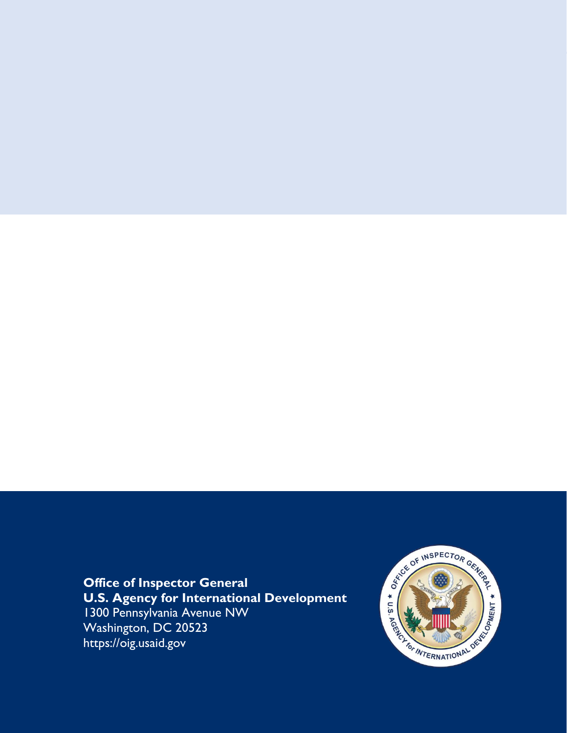**Office of Inspector General**
**U.S. Agency for International Development**
1300 Pennsylvania Avenue NW
Washington, DC 20523
https://oig.usaid.gov